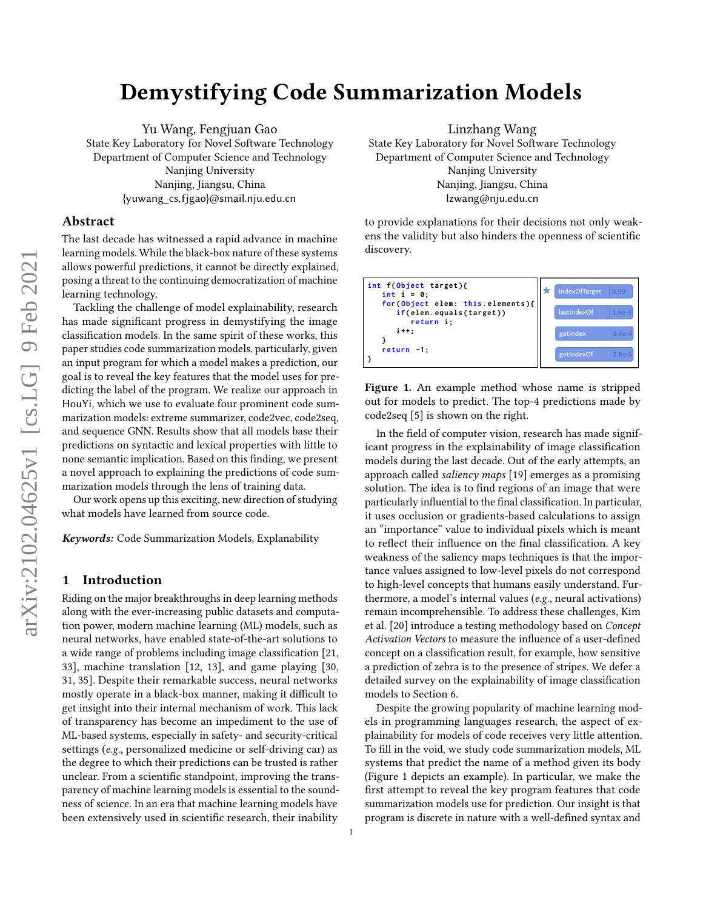# Demystifying Code Summarization Models

Yu Wang, Fengjuan Gao
State Key Laboratory for Novel Software Technology
Department of Computer Science and Technology
Nanjing University
Nanjing, Jiangsu, China
{yuwang_cs,fjgao}@smail.nju.edu.cn

Linzhang Wang
State Key Laboratory for Novel Software Technology
Department of Computer Science and Technology
Nanjing University
Nanjing, Jiangsu, China
lzwang@nju.edu.cn

## Abstract

The last decade has witnessed a rapid advance in machine learning models. While the black-box nature of these systems allows powerful predictions, it cannot be directly explained, posing a threat to the continuing democratization of machine learning technology.

Tackling the challenge of model explainability, research has made significant progress in demystifying the image classification models. In the same spirit of these works, this paper studies code summarization models, particularly, given an input program for which a model makes a prediction, our goal is to reveal the key features that the model uses for predicting the label of the program. We realize our approach in HouYi, which we use to evaluate four prominent code summarization models: extreme summarizer, code2vec, code2seq, and sequence GNN. Results show that all models base their predictions on syntactic and lexical properties with little to none semantic implication. Based on this finding, we present a novel approach to explaining the predictions of code summarization models through the lens of training data.

Our work opens up this exciting, new direction of studying what models have learned from source code.

***Keywords:*** Code Summarization Models, Explainability

## 1 Introduction

Riding on the major breakthroughs in deep learning methods along with the ever-increasing public datasets and computation power, modern machine learning (ML) models, such as neural networks, have enabled state-of-the-art solutions to a wide range of problems including image classification [21, 33], machine translation [12, 13], and game playing [30, 31, 35]. Despite their remarkable success, neural networks mostly operate in a black-box manner, making it difficult to get insight into their internal mechanism of work. This lack of transparency has become an impediment to the use of ML-based systems, especially in safety- and security-critical settings (*e.g.*, personalized medicine or self-driving car) as the degree to which their predictions can be trusted is rather unclear. From a scientific standpoint, improving the transparency of machine learning models is essential to the soundness of science. In an era that machine learning models have been extensively used in scientific research, their inability to provide explanations for their decisions not only weakens the validity but also hinders the openness of scientific discovery.

```
int f(Object target){
   int i = 0;
   for(Object elem: this.elements){
      if(elem.equals(target))
         return i;
      i++;
   }
   return -1;
}
```

| | Prediction | Probability |
|---|---|---|
| ★ | indexOfTarget | 0.99 |
| | lastIndexOf | 1.9e-3 |
| | getIndex | 3.4e-4 |
| | getIndexOf | 2.8e-5 |

**Figure 1.** An example method whose name is stripped out for models to predict. The top-4 predictions made by code2seq [5] is shown on the right.

In the field of computer vision, research has made significant progress in the explainability of image classification models during the last decade. Out of the early attempts, an approach called *saliency maps* [19] emerges as a promising solution. The idea is to find regions of an image that were particularly influential to the final classification. In particular, it uses occlusion or gradients-based calculations to assign an "importance" value to individual pixels which is meant to reflect their influence on the final classification. A key weakness of the saliency maps techniques is that the importance values assigned to low-level pixels do not correspond to high-level concepts that humans easily understand. Furthermore, a model's internal values (*e.g.*, neural activations) remain incomprehensible. To address these challenges, Kim et al. [20] introduce a testing methodology based on *Concept Activation Vectors* to measure the influence of a user-defined concept on a classification result, for example, how sensitive a prediction of zebra is to the presence of stripes. We defer a detailed survey on the explainability of image classification models to Section 6.

Despite the growing popularity of machine learning models in programming languages research, the aspect of explainability for models of code receives very little attention. To fill in the void, we study code summarization models, ML systems that predict the name of a method given its body (Figure 1 depicts an example). In particular, we make the first attempt to reveal the key program features that code summarization models use for prediction. Our insight is that program is discrete in nature with a well-defined syntax and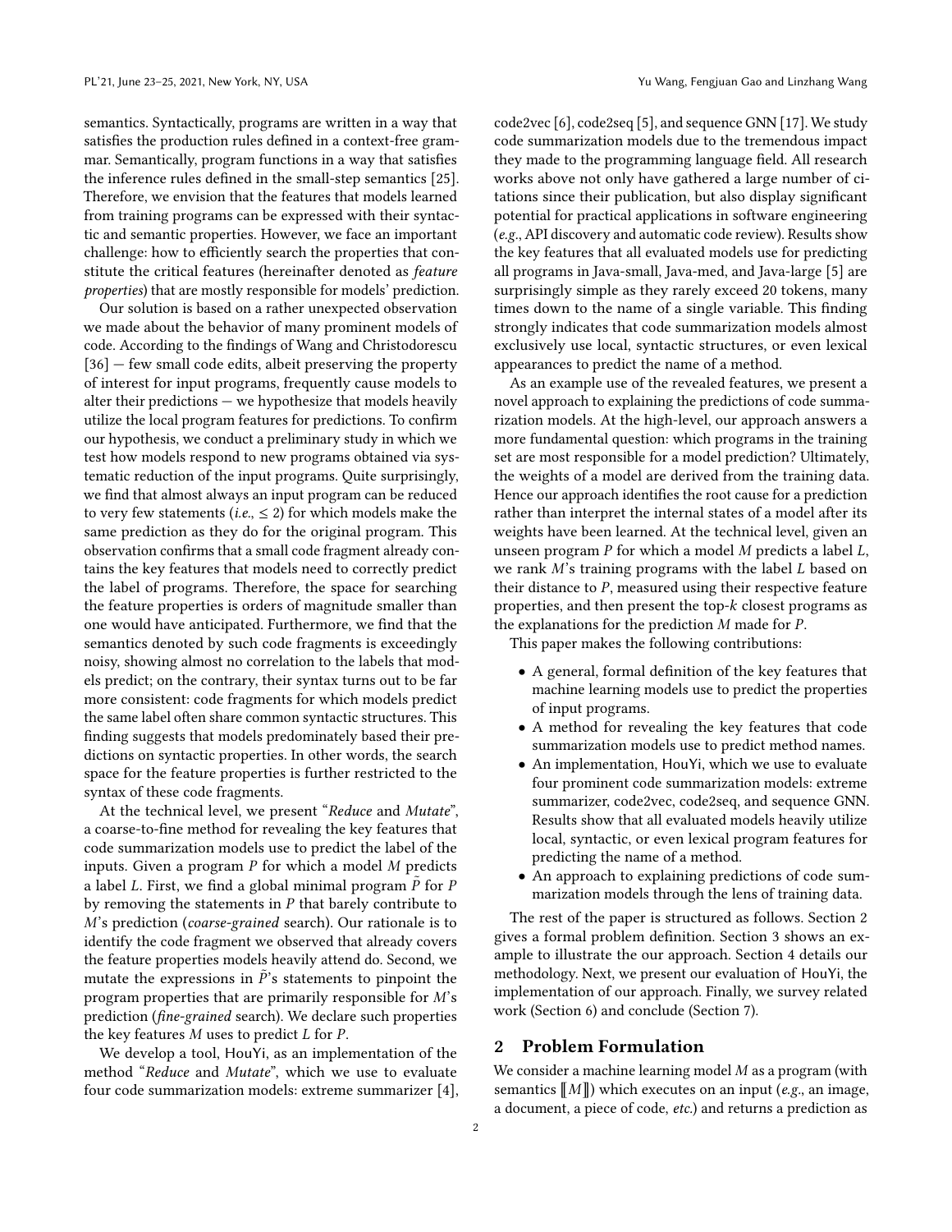semantics. Syntactically, programs are written in a way that satisfies the production rules defined in a context-free grammar. Semantically, program functions in a way that satisfies the inference rules defined in the small-step semantics [25]. Therefore, we envision that the features that models learned from training programs can be expressed with their syntactic and semantic properties. However, we face an important challenge: how to efficiently search the properties that constitute the critical features (hereinafter denoted as *feature properties*) that are mostly responsible for models' prediction.

Our solution is based on a rather unexpected observation we made about the behavior of many prominent models of code. According to the findings of Wang and Christodorescu [36] — few small code edits, albeit preserving the property of interest for input programs, frequently cause models to alter their predictions — we hypothesize that models heavily utilize the local program features for predictions. To confirm our hypothesis, we conduct a preliminary study in which we test how models respond to new programs obtained via systematic reduction of the input programs. Quite surprisingly, we find that almost always an input program can be reduced to very few statements (*i.e.*, $\leq 2$) for which models make the same prediction as they do for the original program. This observation confirms that a small code fragment already contains the key features that models need to correctly predict the label of programs. Therefore, the space for searching the feature properties is orders of magnitude smaller than one would have anticipated. Furthermore, we find that the semantics denoted by such code fragments is exceedingly noisy, showing almost no correlation to the labels that models predict; on the contrary, their syntax turns out to be far more consistent: code fragments for which models predict the same label often share common syntactic structures. This finding suggests that models predominately based their predictions on syntactic properties. In other words, the search space for the feature properties is further restricted to the syntax of these code fragments.

At the technical level, we present "*Reduce* and *Mutate*", a coarse-to-fine method for revealing the key features that code summarization models use to predict the label of the inputs. Given a program $P$ for which a model $M$ predicts a label $L$. First, we find a global minimal program $\tilde{P}$ for $P$ by removing the statements in $P$ that barely contribute to $M$'s prediction (*coarse-grained* search). Our rationale is to identify the code fragment we observed that already covers the feature properties models heavily attend do. Second, we mutate the expressions in $\tilde{P}$'s statements to pinpoint the program properties that are primarily responsible for $M$'s prediction (*fine-grained* search). We declare such properties the key features $M$ uses to predict $L$ for $P$.

We develop a tool, HouYi, as an implementation of the method "*Reduce* and *Mutate*", which we use to evaluate four code summarization models: extreme summarizer [4], code2vec [6], code2seq [5], and sequence GNN [17]. We study code summarization models due to the tremendous impact they made to the programming language field. All research works above not only have gathered a large number of citations since their publication, but also display significant potential for practical applications in software engineering (*e.g.*, API discovery and automatic code review). Results show the key features that all evaluated models use for predicting all programs in Java-small, Java-med, and Java-large [5] are surprisingly simple as they rarely exceed 20 tokens, many times down to the name of a single variable. This finding strongly indicates that code summarization models almost exclusively use local, syntactic structures, or even lexical appearances to predict the name of a method.

As an example use of the revealed features, we present a novel approach to explaining the predictions of code summarization models. At the high-level, our approach answers a more fundamental question: which programs in the training set are most responsible for a model prediction? Ultimately, the weights of a model are derived from the training data. Hence our approach identifies the root cause for a prediction rather than interpret the internal states of a model after its weights have been learned. At the technical level, given an unseen program $P$ for which a model $M$ predicts a label $L$, we rank $M$'s training programs with the label $L$ based on their distance to $P$, measured using their respective feature properties, and then present the top-$k$ closest programs as the explanations for the prediction $M$ made for $P$.

This paper makes the following contributions:

- A general, formal definition of the key features that machine learning models use to predict the properties of input programs.
- A method for revealing the key features that code summarization models use to predict method names.
- An implementation, HouYi, which we use to evaluate four prominent code summarization models: extreme summarizer, code2vec, code2seq, and sequence GNN. Results show that all evaluated models heavily utilize local, syntactic, or even lexical program features for predicting the name of a method.
- An approach to explaining predictions of code summarization models through the lens of training data.

The rest of the paper is structured as follows. Section 2 gives a formal problem definition. Section 3 shows an example to illustrate the our approach. Section 4 details our methodology. Next, we present our evaluation of HouYi, the implementation of our approach. Finally, we survey related work (Section 6) and conclude (Section 7).

## 2 Problem Formulation

We consider a machine learning model $M$ as a program (with semantics $[\![M]\!]$) which executes on an input (*e.g.*, an image, a document, a piece of code, *etc.*) and returns a prediction as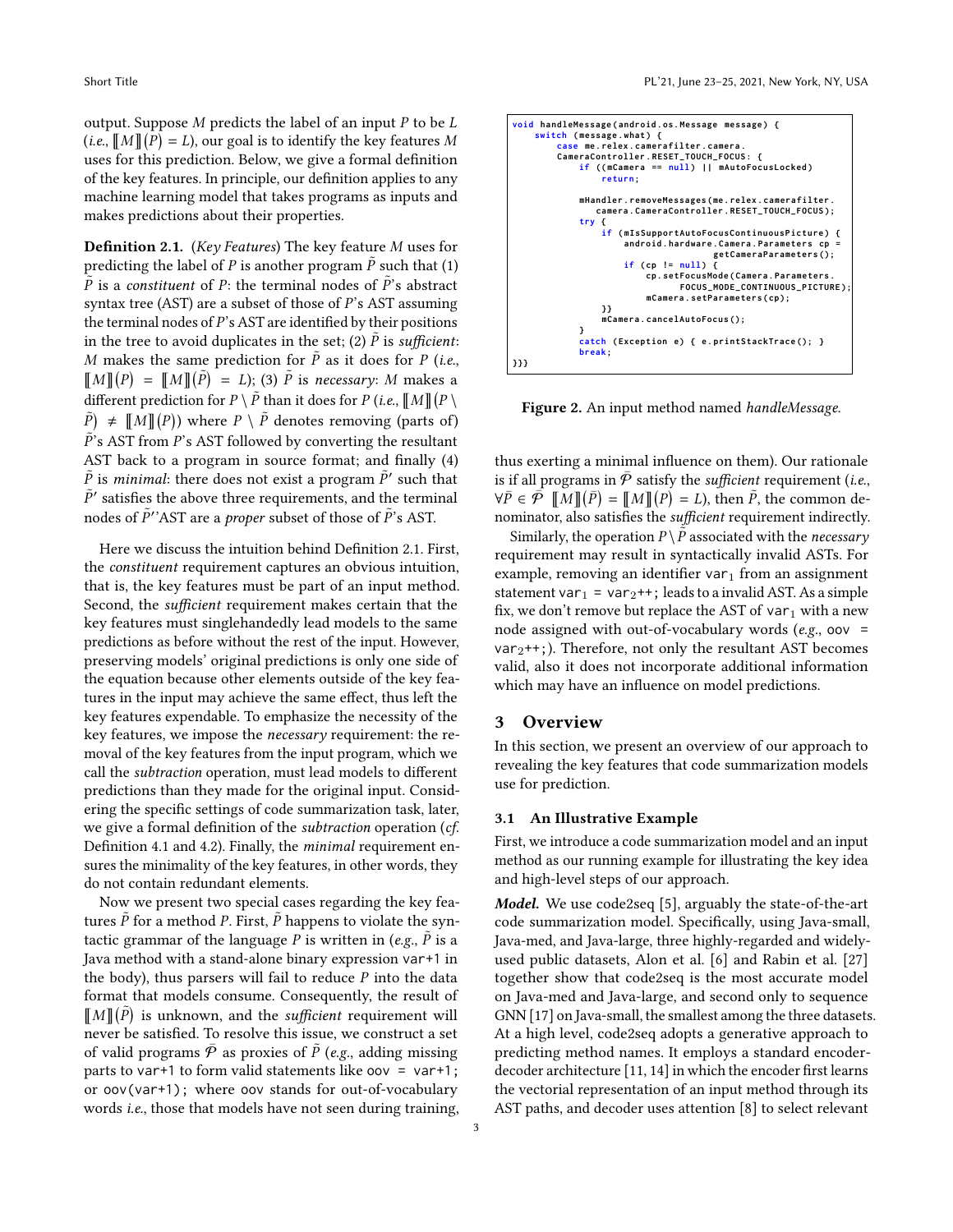output. Suppose $M$ predicts the label of an input $P$ to be $L$ (*i.e.*, $[\![M]\!](P) = L$), our goal is to identify the key features $M$ uses for this prediction. Below, we give a formal definition of the key features. In principle, our definition applies to any machine learning model that takes programs as inputs and makes predictions about their properties.

**Definition 2.1.** (*Key Features*) The key feature $M$ uses for predicting the label of $P$ is another program $\tilde{P}$ such that (1) $\tilde{P}$ is a *constituent* of $P$: the terminal nodes of $\tilde{P}$'s abstract syntax tree (AST) are a subset of those of $P$'s AST assuming the terminal nodes of $P$'s AST are identified by their positions in the tree to avoid duplicates in the set; (2) $\tilde{P}$ is *sufficient*: $M$ makes the same prediction for $\tilde{P}$ as it does for $P$ (*i.e.*, $[\![M]\!](P) = [\![M]\!](\tilde{P}) = L$); (3) $\tilde{P}$ is *necessary*: $M$ makes a different prediction for $P \setminus \tilde{P}$ than it does for $P$ (*i.e.*, $[\![M]\!](P \setminus \tilde{P}) \neq [\![M]\!](P)$) where $P \setminus \tilde{P}$ denotes removing (parts of) $\tilde{P}$'s AST from $P$'s AST followed by converting the resultant AST back to a program in source format; and finally (4) $\tilde{P}$ is *minimal*: there does not exist a program $\tilde{P}'$ such that $\tilde{P}'$ satisfies the above three requirements, and the terminal nodes of $\tilde{P}'$'AST are a *proper* subset of those of $\tilde{P}$'s AST.

Here we discuss the intuition behind Definition 2.1. First, the *constituent* requirement captures an obvious intuition, that is, the key features must be part of an input method. Second, the *sufficient* requirement makes certain that the key features must singlehandedly lead models to the same predictions as before without the rest of the input. However, preserving models' original predictions is only one side of the equation because other elements outside of the key features in the input may achieve the same effect, thus left the key features expendable. To emphasize the necessity of the key features, we impose the *necessary* requirement: the removal of the key features from the input program, which we call the *subtraction* operation, must lead models to different predictions than they made for the original input. Considering the specific settings of code summarization task, later, we give a formal definition of the *subtraction* operation (*cf.* Definition 4.1 and 4.2). Finally, the *minimal* requirement ensures the minimality of the key features, in other words, they do not contain redundant elements.

Now we present two special cases regarding the key features $\tilde{P}$ for a method $P$. First, $\tilde{P}$ happens to violate the syntactic grammar of the language $P$ is written in (*e.g.*, $\tilde{P}$ is a Java method with a stand-alone binary expression `var+1` in the body), thus parsers will fail to reduce $P$ into the data format that models consume. Consequently, the result of $[\![M]\!](\tilde{P})$ is unknown, and the *sufficient* requirement will never be satisfied. To resolve this issue, we construct a set of valid programs $\bar{\mathcal{P}}$ as proxies of $\tilde{P}$ (*e.g.*, adding missing parts to `var+1` to form valid statements like `oov = var+1;` or `oov(var+1);` where `oov` stands for out-of-vocabulary words *i.e.*, those that models have not seen during training, thus exerting a minimal influence on them). Our rationale is if all programs in $\bar{\mathcal{P}}$ satisfy the *sufficient* requirement (*i.e.*, $\forall \bar{P} \in \bar{\mathcal{P}}\ [\![M]\!](\bar{P}) = [\![M]\!](P) = L$), then $\tilde{P}$, the common denominator, also satisfies the *sufficient* requirement indirectly.

```java
void handleMessage(android.os.Message message) {
    switch (message.what) {
        case me.relex.camerafilter.camera.
        CameraController.RESET_TOUCH_FOCUS: {
            if ((mCamera == null) || mAutoFocusLocked)
                return;

            mHandler.removeMessages(me.relex.camerafilter.
                camera.CameraController.RESET_TOUCH_FOCUS);
            try {
                if (mIsSupportAutoFocusContinuousPicture) {
                    android.hardware.Camera.Parameters cp =
                                        getCameraParameters();
                    if (cp != null) {
                        cp.setFocusMode(Camera.Parameters.
                              FOCUS_MODE_CONTINUOUS_PICTURE);
                        mCamera.setParameters(cp);
                }}
                mCamera.cancelAutoFocus();
            }
            catch (Exception e) { e.printStackTrace(); }
            break;
}}}
```

**Figure 2.** An input method named *handleMessage*.

Similarly, the operation $P \setminus \tilde{P}$ associated with the *necessary* requirement may result in syntactically invalid ASTs. For example, removing an identifier $\texttt{var}_1$ from an assignment statement $\texttt{var}_1$ `=` $\texttt{var}_2$`++;` leads to a invalid AST. As a simple fix, we don't remove but replace the AST of $\texttt{var}_1$ with a new node assigned with out-of-vocabulary words (*e.g.*, `oov =` $\texttt{var}_2$`++;`). Therefore, not only the resultant AST becomes valid, also it does not incorporate additional information which may have an influence on model predictions.

## 3 Overview

In this section, we present an overview of our approach to revealing the key features that code summarization models use for prediction.

### 3.1 An Illustrative Example

First, we introduce a code summarization model and an input method as our running example for illustrating the key idea and high-level steps of our approach.

***Model.*** We use code2seq [5], arguably the state-of-the-art code summarization model. Specifically, using Java-small, Java-med, and Java-large, three highly-regarded and widely-used public datasets, Alon et al. [6] and Rabin et al. [27] together show that code2seq is the most accurate model on Java-med and Java-large, and second only to sequence GNN [17] on Java-small, the smallest among the three datasets. At a high level, code2seq adopts a generative approach to predicting method names. It employs a standard encoder-decoder architecture [11, 14] in which the encoder first learns the vectorial representation of an input method through its AST paths, and decoder uses attention [8] to select relevant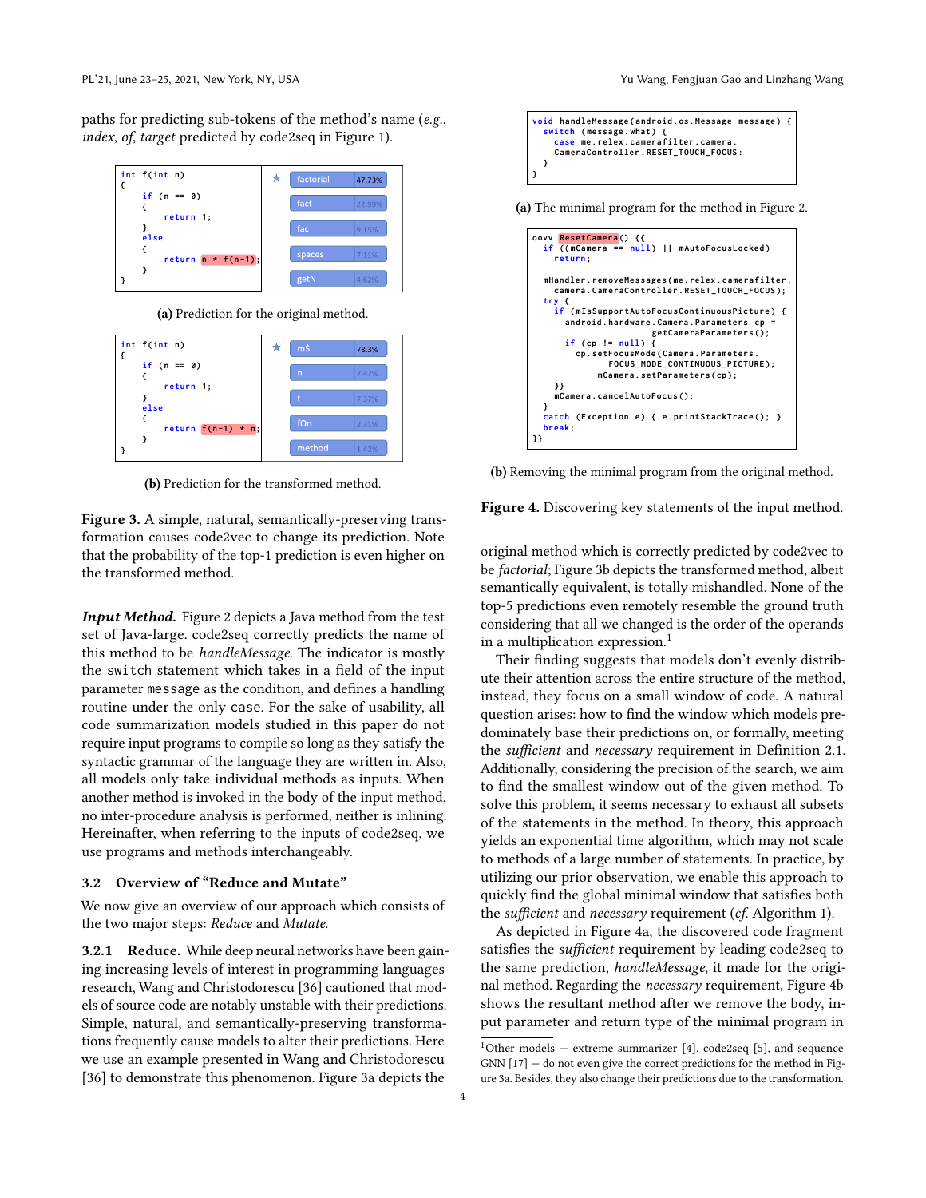paths for predicting sub-tokens of the method's name (*e.g.*, *index*, *of*, *target* predicted by code2seq in Figure 1).

```
int f(int n)
{
    if (n == 0)
    {
        return 1;
    }
    else
    {
        return n * f(n-1);
    }
}
```

| Prediction | Probability |
|---|---|
| factorial | 47.73% |
| fact | 22.99% |
| fac | 9.15% |
| spaces | 7.11% |
| getN | 4.62% |

**(a)** Prediction for the original method.

```
int f(int n)
{
    if (n == 0)
    {
        return 1;
    }
    else
    {
        return f(n-1) * n;
    }
}
```

| Prediction | Probability |
|---|---|
| m$ | 78.3% |
| n | 7.47% |
| f | 7.37% |
| fOo | 2.31% |
| method | 1.42% |

**(b)** Prediction for the transformed method.

**Figure 3.** A simple, natural, semantically-preserving transformation causes code2vec to change its prediction. Note that the probability of the top-1 prediction is even higher on the transformed method.

***Input Method.*** Figure 2 depicts a Java method from the test set of Java-large. code2seq correctly predicts the name of this method to be *handleMessage*. The indicator is mostly the `switch` statement which takes in a field of the input parameter `message` as the condition, and defines a handling routine under the only `case`. For the sake of usability, all code summarization models studied in this paper do not require input programs to compile so long as they satisfy the syntactic grammar of the language they are written in. Also, all models only take individual methods as inputs. When another method is invoked in the body of the input method, no inter-procedure analysis is performed, neither is inlining. Hereinafter, when referring to the inputs of code2seq, we use programs and methods interchangeably.

### 3.2 Overview of "Reduce and Mutate"

We now give an overview of our approach which consists of the two major steps: *Reduce* and *Mutate*.

#### 3.2.1 Reduce.

While deep neural networks have been gaining increasing levels of interest in programming languages research, Wang and Christodorescu [36] cautioned that models of source code are notably unstable with their predictions. Simple, natural, and semantically-preserving transformations frequently cause models to alter their predictions. Here we use an example presented in Wang and Christodorescu [36] to demonstrate this phenomenon. Figure 3a depicts the original method which is correctly predicted by code2vec to be *factorial*; Figure 3b depicts the transformed method, albeit semantically equivalent, is totally mishandled. None of the top-5 predictions even remotely resemble the ground truth considering that all we changed is the order of the operands in a multiplication expression.[1]

```
void handleMessage(android.os.Message message) {
  switch (message.what) {
    case me.relex.camerafilter.camera.
    CameraController.RESET_TOUCH_FOCUS:
  }
}
```

**(a)** The minimal program for the method in Figure 2.

```
oovv ResetCamera() {{
  if ((mCamera == null) || mAutoFocusLocked)
    return;

  mHandler.removeMessages(me.relex.camerafilter.
    camera.CameraController.RESET_TOUCH_FOCUS);
  try {
    if (mIsSupportAutoFocusContinuousPicture) {
      android.hardware.Camera.Parameters cp =
                getCameraParameters();
      if (cp != null) {
        cp.setFocusMode(Camera.Parameters.
              FOCUS_MODE_CONTINUOUS_PICTURE);
        mCamera.setParameters(cp);
    }}
    mCamera.cancelAutoFocus();
  }
  catch (Exception e) { e.printStackTrace(); }
  break;
}}
```

**(b)** Removing the minimal program from the original method.

**Figure 4.** Discovering key statements of the input method.

Their finding suggests that models don't evenly distribute their attention across the entire structure of the method, instead, they focus on a small window of code. A natural question arises: how to find the window which models predominately base their predictions on, or formally, meeting the *sufficient* and *necessary* requirement in Definition 2.1. Additionally, considering the precision of the search, we aim to find the smallest window out of the given method. To solve this problem, it seems necessary to exhaust all subsets of the statements in the method. In theory, this approach yields an exponential time algorithm, which may not scale to methods of a large number of statements. In practice, by utilizing our prior observation, we enable this approach to quickly find the global minimal window that satisfies both the *sufficient* and *necessary* requirement (*cf.* Algorithm 1).

As depicted in Figure 4a, the discovered code fragment satisfies the *sufficient* requirement by leading code2seq to the same prediction, *handleMessage*, it made for the original method. Regarding the *necessary* requirement, Figure 4b shows the resultant method after we remove the body, input parameter and return type of the minimal program in

[1] Other models — extreme summarizer [4], code2seq [5], and sequence GNN [17] — do not even give the correct predictions for the method in Figure 3a. Besides, they also change their predictions due to the transformation.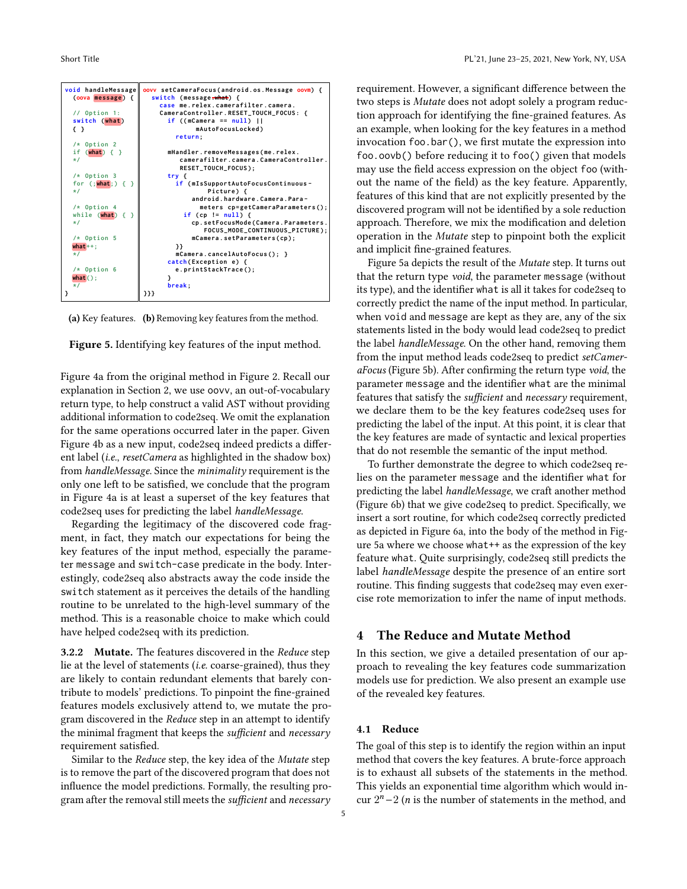```
void handleMessage
  (oova message) {

  // Option 1:
  switch (what)
  { }

  /* Option 2
  if (what) { }
  */

  /* Option 3
  for (;what;) { }
  */

  /* Option 4
  while (what) { }
  */

  /* Option 5
  what++;
  */

  /* Option 6
  what();
  */
}
```

```
oovv setCameraFocus(android.os.Message oovm) {
  switch (message.what) {
    case me.relex.camerafilter.camera.
    CameraController.RESET_TOUCH_FOCUS: {
      if ((mCamera == null) ||
            mAutoFocusLocked)
        return;

      mHandler.removeMessages(me.relex.
          camerafilter.camera.CameraController.
          RESET_TOUCH_FOCUS);
      try {
        if (mIsSupportAutoFocusContinuous-
              Picture) {
          android.hardware.Camera.Para-
            meters cp=getCameraParameters();
          if (cp != null) {
            cp.setFocusMode(Camera.Parameters.
              FOCUS_MODE_CONTINUOUS_PICTURE);
            mCamera.setParameters(cp);
        }}
        mCamera.cancelAutoFocus(); }
      catch(Exception e) {
        e.printStackTrace();
      }
      break;
}}}
```

**(a)** Key features. **(b)** Removing key features from the method.

**Figure 5.** Identifying key features of the input method.

Figure 4a from the original method in Figure 2. Recall our explanation in Section 2, we use oovv, an out-of-vocabulary return type, to help construct a valid AST without providing additional information to code2seq. We omit the explanation for the same operations occurred later in the paper. Given Figure 4b as a new input, code2seq indeed predicts a different label (*i.e.*, *resetCamera* as highlighted in the shadow box) from *handleMessage*. Since the *minimality* requirement is the only one left to be satisfied, we conclude that the program in Figure 4a is at least a superset of the key features that code2seq uses for predicting the label *handleMessage*.

Regarding the legitimacy of the discovered code fragment, in fact, they match our expectations for being the key features of the input method, especially the parameter message and switch-case predicate in the body. Interestingly, code2seq also abstracts away the code inside the switch statement as it perceives the details of the handling routine to be unrelated to the high-level summary of the method. This is a reasonable choice to make which could have helped code2seq with its prediction.

#### 3.2.2 Mutate.

The features discovered in the *Reduce* step lie at the level of statements (*i.e.* coarse-grained), thus they are likely to contain redundant elements that barely contribute to models' predictions. To pinpoint the fine-grained features models exclusively attend to, we mutate the program discovered in the *Reduce* step in an attempt to identify the minimal fragment that keeps the *sufficient* and *necessary* requirement satisfied.

Similar to the *Reduce* step, the key idea of the *Mutate* step is to remove the part of the discovered program that does not influence the model predictions. Formally, the resulting program after the removal still meets the *sufficient* and *necessary* requirement. However, a significant difference between the two steps is *Mutate* does not adopt solely a program reduction approach for identifying the fine-grained features. As an example, when looking for the key features in a method invocation foo.bar(), we first mutate the expression into foo.oovb() before reducing it to foo() given that models may use the field access expression on the object foo (without the name of the field) as the key feature. Apparently, features of this kind that are not explicitly presented by the discovered program will not be identified by a sole reduction approach. Therefore, we mix the modification and deletion operation in the *Mutate* step to pinpoint both the explicit and implicit fine-grained features.

Figure 5a depicts the result of the *Mutate* step. It turns out that the return type *void*, the parameter message (without its type), and the identifier what is all it takes for code2seq to correctly predict the name of the input method. In particular, when void and message are kept as they are, any of the six statements listed in the body would lead code2seq to predict the label *handleMessage*. On the other hand, removing them from the input method leads code2seq to predict *setCameraFocus* (Figure 5b). After confirming the return type *void*, the parameter message and the identifier what are the minimal features that satisfy the *sufficient* and *necessary* requirement, we declare them to be the key features code2seq uses for predicting the label of the input. At this point, it is clear that the key features are made of syntactic and lexical properties that do not resemble the semantic of the input method.

To further demonstrate the degree to which code2seq relies on the parameter message and the identifier what for predicting the label *handleMessage*, we craft another method (Figure 6b) that we give code2seq to predict. Specifically, we insert a sort routine, for which code2seq correctly predicted as depicted in Figure 6a, into the body of the method in Figure 5a where we choose what++ as the expression of the key feature what. Quite surprisingly, code2seq still predicts the label *handleMessage* despite the presence of an entire sort routine. This finding suggests that code2seq may even exercise rote memorization to infer the name of input methods.

## 4 The Reduce and Mutate Method

In this section, we give a detailed presentation of our approach to revealing the key features code summarization models use for prediction. We also present an example use of the revealed key features.

### 4.1 Reduce

The goal of this step is to identify the region within an input method that covers the key features. A brute-force approach is to exhaust all subsets of the statements in the method. This yields an exponential time algorithm which would incur $2^n - 2$ ($n$ is the number of statements in the method, and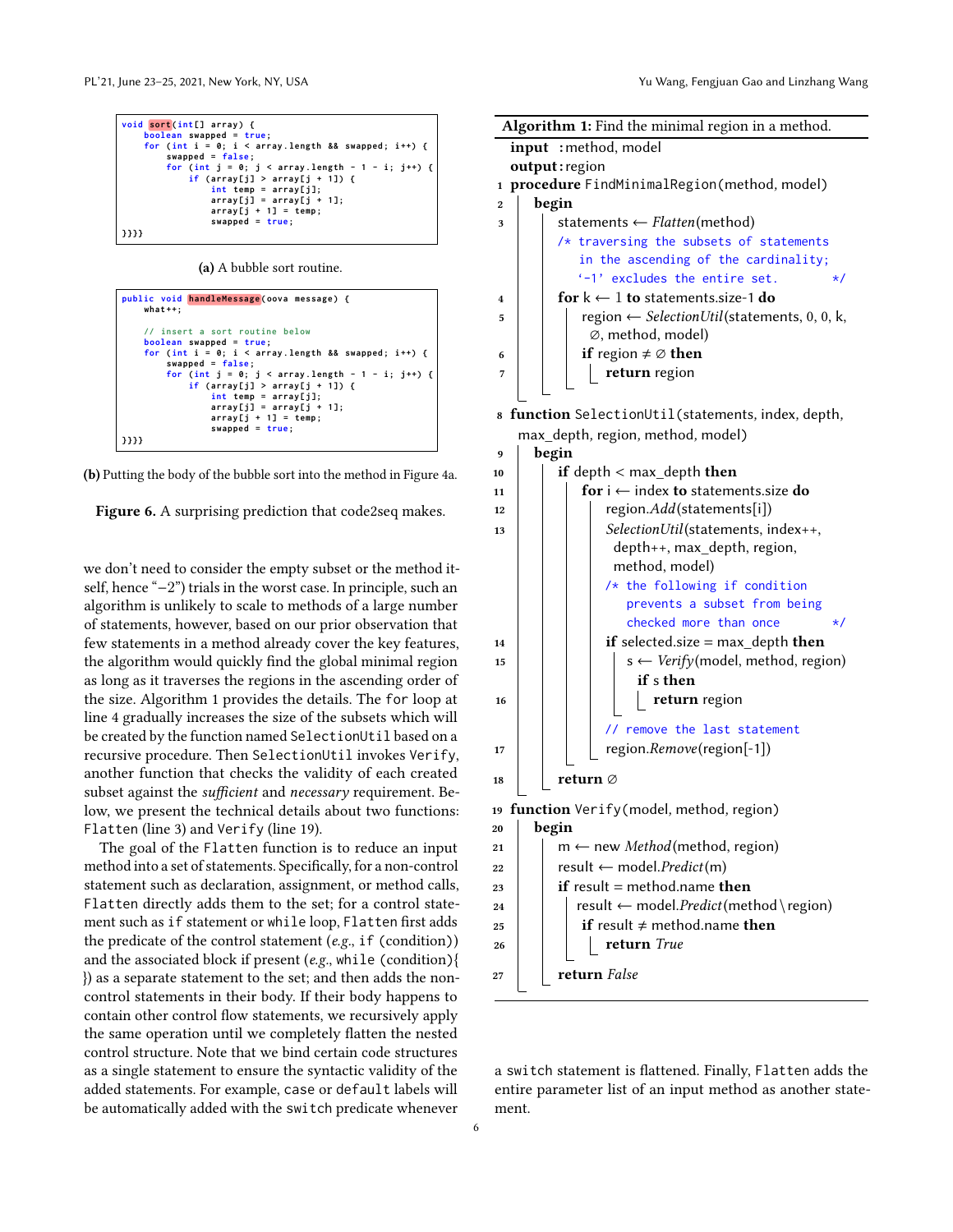```java
void sort(int[] array) {
    boolean swapped = true;
    for (int i = 0; i < array.length && swapped; i++) {
        swapped = false;
        for (int j = 0; j < array.length - 1 - i; j++) {
            if (array[j] > array[j + 1]) {
                int temp = array[j];
                array[j] = array[j + 1];
                array[j + 1] = temp;
                swapped = true;
}}}}
```

**(a)** A bubble sort routine.

```java
public void handleMessage(oova message) {
    what++;

    // insert a sort routine below
    boolean swapped = true;
    for (int i = 0; i < array.length && swapped; i++) {
        swapped = false;
        for (int j = 0; j < array.length - 1 - i; j++) {
            if (array[j] > array[j + 1]) {
                int temp = array[j];
                array[j] = array[j + 1];
                array[j + 1] = temp;
                swapped = true;
}}}}
```

**(b)** Putting the body of the bubble sort into the method in Figure 4a.

**Figure 6.** A surprising prediction that code2seq makes.

we don't need to consider the empty subset or the method itself, hence "−2") trials in the worst case. In principle, such an algorithm is unlikely to scale to methods of a large number of statements, however, based on our prior observation that few statements in a method already cover the key features, the algorithm would quickly find the global minimal region as long as it traverses the regions in the ascending order of the size. Algorithm 1 provides the details. The `for` loop at line 4 gradually increases the size of the subsets which will be created by the function named `SelectionUtil` based on a recursive procedure. Then `SelectionUtil` invokes `Verify`, another function that checks the validity of each created subset against the *sufficient* and *necessary* requirement. Below, we present the technical details about two functions: `Flatten` (line 3) and `Verify` (line 19).

The goal of the `Flatten` function is to reduce an input method into a set of statements. Specifically, for a non-control statement such as declaration, assignment, or method calls, `Flatten` directly adds them to the set; for a control statement such as `if` statement or `while` loop, `Flatten` first adds the predicate of the control statement (*e.g.*, `if` (condition)) and the associated block if present (*e.g.*, `while` (condition){ }) as a separate statement to the set; and then adds the non-control statements in their body. If their body happens to contain other control flow statements, we recursively apply the same operation until we completely flatten the nested control structure. Note that we bind certain code structures as a single statement to ensure the syntactic validity of the added statements. For example, `case` or `default` labels will be automatically added with the `switch` predicate whenever a `switch` statement is flattened. Finally, `Flatten` adds the entire parameter list of an input method as another statement.

**Algorithm 1:** Find the minimal region in a method.

```
    input  : method, model
    output : region
1   procedure FindMinimalRegion(method, model)
2     begin
3       statements ← Flatten(method)
        /* traversing the subsets of statements
           in the ascending of the cardinality;
           '-1' excludes the entire set.          */
4       for k ← 1 to statements.size-1 do
5         region ← SelectionUtil(statements, 0, 0, k,
            ∅, method, model)
6         if region ≠ ∅ then
7           return region

8   function SelectionUtil(statements, index, depth,
      max_depth, region, method, model)
9     begin
10      if depth < max_depth then
11        for i ← index to statements.size do
12          region.Add(statements[i])
13          SelectionUtil(statements, index++,
              depth++, max_depth, region,
              method, model)
            /* the following if condition
               prevents a subset from being
               checked more than once           */
14          if selected.size = max_depth then
15            s ← Verify(model, method, region)
              if s then
16              return region
            // remove the last statement
17          region.Remove(region[-1])
18      return ∅

19  function Verify(model, method, region)
20    begin
21      m ← new Method(method, region)
22      result ← model.Predict(m)
23      if result = method.name then
24        result ← model.Predict(method \ region)
25        if result ≠ method.name then
26          return True
27      return False
```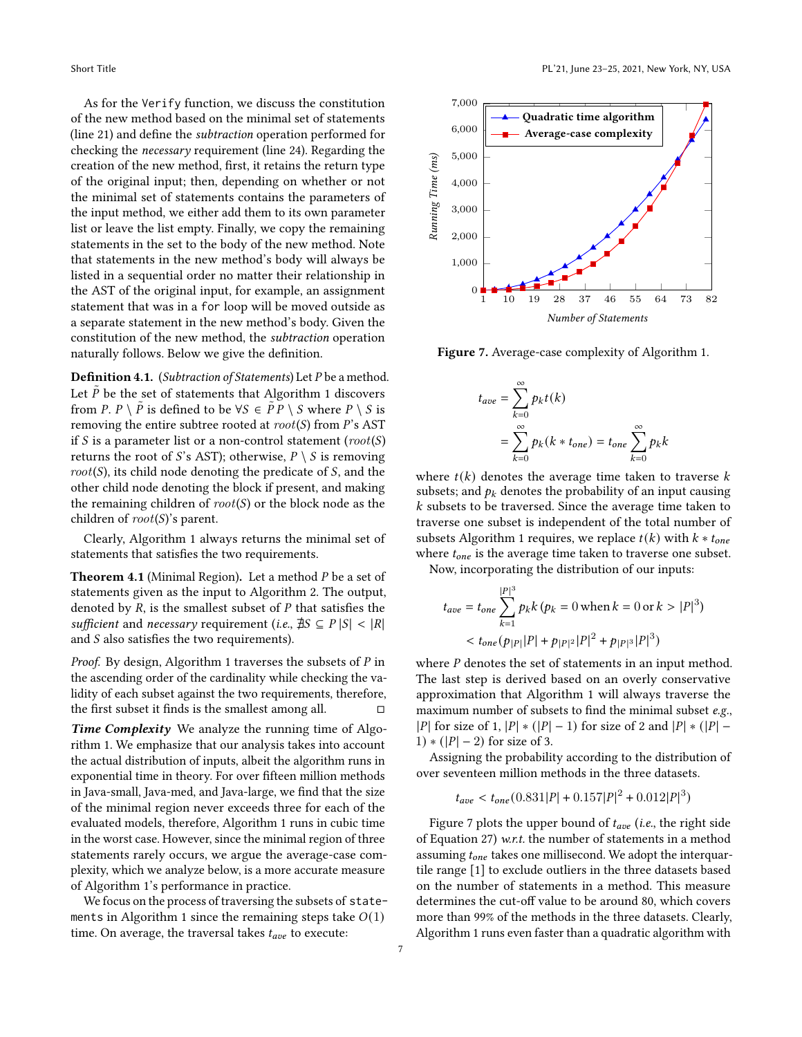As for the Verify function, we discuss the constitution of the new method based on the minimal set of statements (line 21) and define the *subtraction* operation performed for checking the *necessary* requirement (line 24). Regarding the creation of the new method, first, it retains the return type of the original input; then, depending on whether or not the minimal set of statements contains the parameters of the input method, we either add them to its own parameter list or leave the list empty. Finally, we copy the remaining statements in the set to the body of the new method. Note that statements in the new method's body will always be listed in a sequential order no matter their relationship in the AST of the original input, for example, an assignment statement that was in a `for` loop will be moved outside as a separate statement in the new method's body. Given the constitution of the new method, the *subtraction* operation naturally follows. Below we give the definition.

**Definition 4.1.** (*Subtraction of Statements*) Let $P$ be a method. Let $\tilde{P}$ be the set of statements that Algorithm 1 discovers from $P$. $P \setminus \tilde{P}$ is defined to be $\forall S \in \tilde{P}\, P \setminus S$ where $P \setminus S$ is removing the entire subtree rooted at $root(S)$ from $P$'s AST if $S$ is a parameter list or a non-control statement ($root(S)$ returns the root of $S$'s AST); otherwise, $P \setminus S$ is removing $root(S)$, its child node denoting the predicate of $S$, and the other child node denoting the block if present, and making the remaining children of $root(S)$ or the block node as the children of $root(S)$'s parent.

Clearly, Algorithm 1 always returns the minimal set of statements that satisfies the two requirements.

**Theorem 4.1** (Minimal Region)**.** Let a method $P$ be a set of statements given as the input to Algorithm 2. The output, denoted by $R$, is the smallest subset of $P$ that satisfies the *sufficient* and *necessary* requirement (*i.e.*, $\nexists S \subseteq P\, |S| < |R|$ and $S$ also satisfies the two requirements).

*Proof.* By design, Algorithm 1 traverses the subsets of $P$ in the ascending order of the cardinality while checking the validity of each subset against the two requirements, therefore, the first subset it finds is the smallest among all. □

***Time Complexity*** We analyze the running time of Algorithm 1. We emphasize that our analysis takes into account the actual distribution of inputs, albeit the algorithm runs in exponential time in theory. For over fifteen million methods in Java-small, Java-med, and Java-large, we find that the size of the minimal region never exceeds three for each of the evaluated models, therefore, Algorithm 1 runs in cubic time in the worst case. However, since the minimal region of three statements rarely occurs, we argue the average-case complexity, which we analyze below, is a more accurate measure of Algorithm 1's performance in practice.

We focus on the process of traversing the subsets of `statements` in Algorithm 1 since the remaining steps take $O(1)$ time. On average, the traversal takes $t_{ave}$ to execute:

Figure 7. Average-case complexity of Algorithm 1.

$$
\begin{aligned}
t_{ave} &= \sum_{k=0}^{\infty} p_k t(k) \\
&= \sum_{k=0}^{\infty} p_k (k * t_{one}) = t_{one} \sum_{k=0}^{\infty} p_k k
\end{aligned}
$$

where $t(k)$ denotes the average time taken to traverse $k$ subsets; and $p_k$ denotes the probability of an input causing $k$ subsets to be traversed. Since the average time taken to traverse one subset is independent of the total number of subsets Algorithm 1 requires, we replace $t(k)$ with $k * t_{one}$ where $t_{one}$ is the average time taken to traverse one subset.

Now, incorporating the distribution of our inputs:

$$
\begin{aligned}
t_{ave} &= t_{one} \sum_{k=1}^{|P|^3} p_k k \; (p_k = 0 \text{ when } k = 0 \text{ or } k > |P|^3) \\
&< t_{one}(p_{|P|}|P| + p_{|P|^2}|P|^2 + p_{|P|^3}|P|^3)
\end{aligned}
$$

where $P$ denotes the set of statements in an input method. The last step is derived based on an overly conservative approximation that Algorithm 1 will always traverse the maximum number of subsets to find the minimal subset *e.g.*, $|P|$ for size of 1, $|P| * (|P| - 1)$ for size of 2 and $|P| * (|P| - 1) * (|P| - 2)$ for size of 3.

Assigning the probability according to the distribution of over seventeen million methods in the three datasets.

$$
t_{ave} < t_{one}(0.831|P| + 0.157|P|^2 + 0.012|P|^3)
$$

Figure 7 plots the upper bound of $t_{ave}$ (*i.e.*, the right side of Equation 27) *w.r.t.* the number of statements in a method assuming $t_{one}$ takes one millisecond. We adopt the interquartile range [1] to exclude outliers in the three datasets based on the number of statements in a method. This measure determines the cut-off value to be around 80, which covers more than 99% of the methods in the three datasets. Clearly, Algorithm 1 runs even faster than a quadratic algorithm with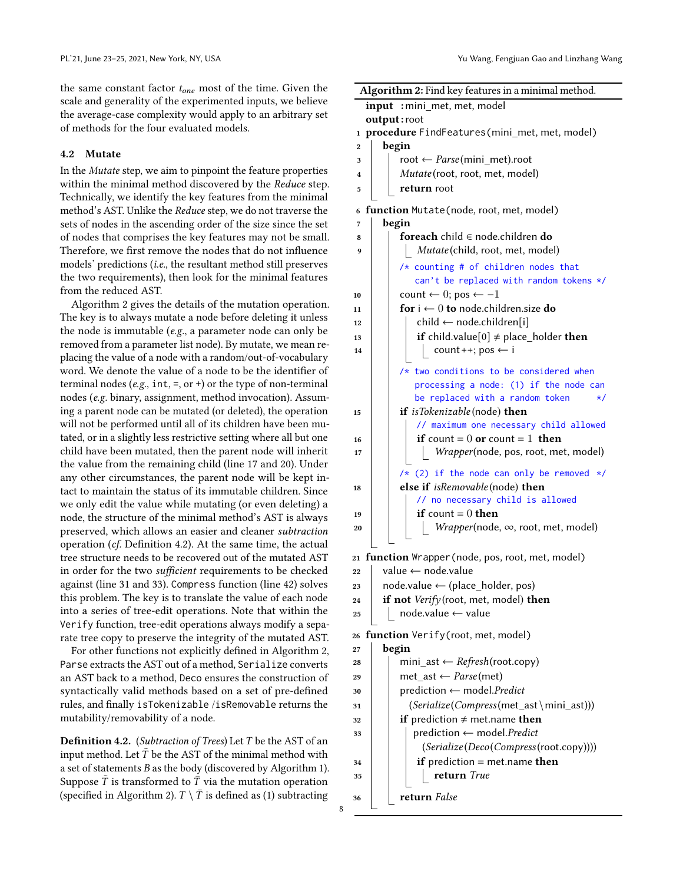the same constant factor $t_{one}$ most of the time. Given the scale and generality of the experimented inputs, we believe the average-case complexity would apply to an arbitrary set of methods for the four evaluated models.

### 4.2 Mutate

In the *Mutate* step, we aim to pinpoint the feature properties within the minimal method discovered by the *Reduce* step. Technically, we identify the key features from the minimal method's AST. Unlike the *Reduce* step, we do not traverse the sets of nodes in the ascending order of the size since the set of nodes that comprises the key features may not be small. Therefore, we first remove the nodes that do not influence models' predictions (*i.e.*, the resultant method still preserves the two requirements), then look for the minimal features from the reduced AST.

Algorithm 2 gives the details of the mutation operation. The key is to always mutate a node before deleting it unless the node is immutable (*e.g.*, a parameter node can only be removed from a parameter list node). By mutate, we mean replacing the value of a node with a random/out-of-vocabulary word. We denote the value of a node to be the identifier of terminal nodes (*e.g.*, `int`, `=`, or `+`) or the type of non-terminal nodes (*e.g.* binary, assignment, method invocation). Assuming a parent node can be mutated (or deleted), the operation will not be performed until all of its children have been mutated, or in a slightly less restrictive setting where all but one child have been mutated, then the parent node will inherit the value from the remaining child (line 17 and 20). Under any other circumstances, the parent node will be kept intact to maintain the status of its immutable children. Since we only edit the value while mutating (or even deleting) a node, the structure of the minimal method's AST is always preserved, which allows an easier and cleaner *subtraction* operation (*cf.* Definition 4.2). At the same time, the actual tree structure needs to be recovered out of the mutated AST in order for the two *sufficient* requirements to be checked against (line 31 and 33). `Compress` function (line 42) solves this problem. The key is to translate the value of each node into a series of tree-edit operations. Note that within the `Verify` function, tree-edit operations always modify a separate tree copy to preserve the integrity of the mutated AST.

For other functions not explicitly defined in Algorithm 2, `Parse` extracts the AST out of a method, `Serialize` converts an AST back to a method, `Deco` ensures the construction of syntactically valid methods based on a set of pre-defined rules, and finally `isTokenizable` /`isRemovable` returns the mutability/removability of a node.

**Definition 4.2.** (*Subtraction of Trees*) Let $T$ be the AST of an input method. Let $\tilde{T}$ be the AST of the minimal method with a set of statements $B$ as the body (discovered by Algorithm 1). Suppose $\tilde{T}$ is transformed to $\bar{T}$ via the mutation operation (specified in Algorithm 2). $T \setminus \bar{T}$ is defined as (1) subtracting

**Algorithm 2:** Find key features in a minimal method.

```
   input  : mini_met, met, model
   output : root
1  procedure FindFeatures(mini_met, met, model)
2    begin
3      root ← Parse(mini_met).root
4      Mutate(root, root, met, model)
5      return root
6  function Mutate(node, root, met, model)
7    begin
8      foreach child ∈ node.children do
9        Mutate(child, root, met, model)
       /* counting # of children nodes that
          can't be replaced with random tokens */
10     count ← 0; pos ← −1
11     for i ← 0 to node.children.size do
12       child ← node.children[i]
13       if child.value[0] ≠ place_holder then
14         count++; pos ← i
       /* two conditions to be considered when
          processing a node: (1) if the node can
          be replaced with a random token     */
15     if isTokenizable(node) then
         // maximum one necessary child allowed
16       if count = 0 or count = 1 then
17         Wrapper(node, pos, root, met, model)
       /* (2) if the node can only be removed */
18     else if isRemovable(node) then
         // no necessary child is allowed
19       if count = 0 then
20         Wrapper(node, ∞, root, met, model)
21 function Wrapper(node, pos, root, met, model)
22   value ← node.value
23   node.value ← (place_holder, pos)
24   if not Verify(root, met, model) then
25     node.value ← value
26 function Verify(root, met, model)
27   begin
28     mini_ast ← Refresh(root.copy)
29     met_ast ← Parse(met)
30     prediction ← model.Predict
31       (Serialize(Compress(met_ast \ mini_ast)))
32     if prediction ≠ met.name then
33       prediction ← model.Predict
           (Serialize(Deco(Compress(root.copy))))
34       if prediction = met.name then
35         return True
36     return False
```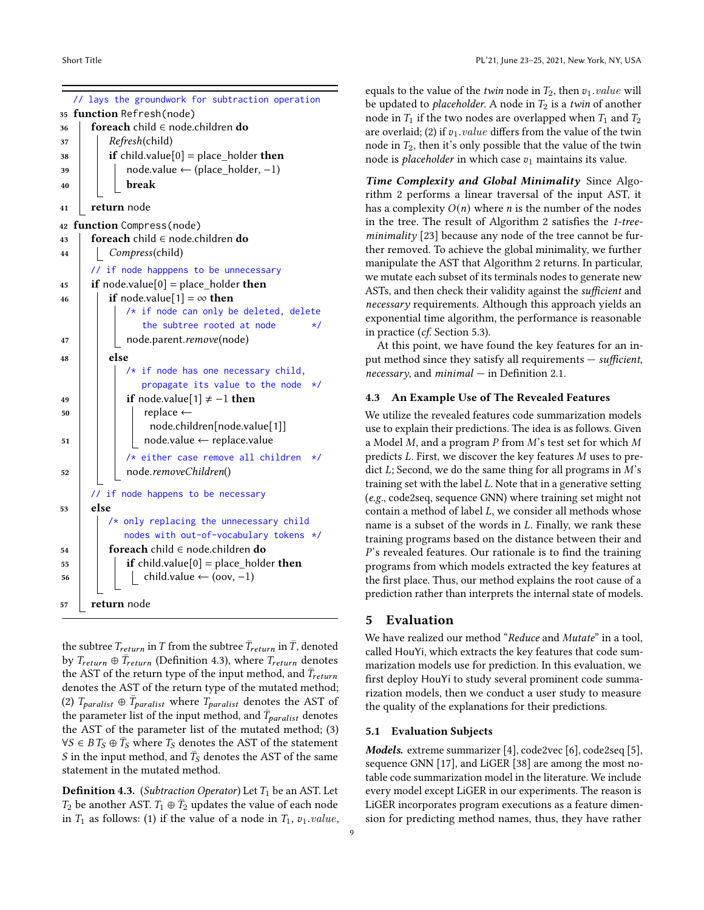```
    // lays the groundwork for subtraction operation
35 function Refresh(node)
36     foreach child ∈ node.children do
37         Refresh(child)
38         if child.value[0] = place_holder then
39             node.value ← (place_holder, −1)
40             break
41     return node
42 function Compress(node)
43     foreach child ∈ node.children do
44         Compress(child)
       // if node happpens to be unnecessary
45     if node.value[0] = place_holder then
46         if node.value[1] = ∞ then
               /* if node can only be deleted, delete
                  the subtree rooted at node        */
47             node.parent.remove(node)
48         else
               /* if node has one necessary child,
                  propagate its value to the node  */
49             if node.value[1] ≠ −1 then
50                 replace ←
                     node.children[node.value[1]]
51                 node.value ← replace.value
               /* either case remove all children  */
52             node.removeChildren()
       // if node happens to be necessary
53     else
           /* only replacing the unnecessary child
              nodes with out-of-vocabulary tokens */
54         foreach child ∈ node.children do
55             if child.value[0] = place_holder then
56                 child.value ← (oov, −1)
57     return node
```

the subtree $T_{return}$ in $T$ from the subtree $\bar{T}_{return}$ in $\bar{T}$, denoted by $T_{return} \oplus \bar{T}_{return}$ (Definition 4.3), where $T_{return}$ denotes the AST of the return type of the input method, and $\bar{T}_{return}$ denotes the AST of the return type of the mutated method; (2) $T_{paralist} \oplus \bar{T}_{paralist}$ where $T_{paralist}$ denotes the AST of the parameter list of the input method, and $\bar{T}_{paralist}$ denotes the AST of the parameter list of the mutated method; (3) $\forall S \in B\, T_S \oplus \bar{T}_S$ where $T_S$ denotes the AST of the statement $S$ in the input method, and $\bar{T}_S$ denotes the AST of the same statement in the mutated method.

**Definition 4.3.** (*Subtraction Operator*) Let $T_1$ be an AST. Let $T_2$ be another AST. $T_1 \oplus \bar{T}_2$ updates the value of each node in $T_1$ as follows: (1) if the value of a node in $T_1$, $v_1.value$, equals to the value of the *twin* node in $T_2$, then $v_1.value$ will be updated to *placeholder*. A node in $T_2$ is a *twin* of another node in $T_1$ if the two nodes are overlapped when $T_1$ and $T_2$ are overlaid; (2) if $v_1.value$ differs from the value of the twin node in $T_2$, then it's only possible that the value of the twin node is *placeholder* in which case $v_1$ maintains its value.

***Time Complexity and Global Minimality*** Since Algorithm 2 performs a linear traversal of the input AST, it has a complexity $O(n)$ where $n$ is the number of the nodes in the tree. The result of Algorithm 2 satisfies the *1-tree-minimality* [23] because any node of the tree cannot be further removed. To achieve the global minimality, we further manipulate the AST that Algorithm 2 returns. In particular, we mutate each subset of its terminals nodes to generate new ASTs, and then check their validity against the *sufficient* and *necessary* requirements. Although this approach yields an exponential time algorithm, the performance is reasonable in practice (*cf.* Section 5.3).

At this point, we have found the key features for an input method since they satisfy all requirements — *sufficient*, *necessary*, and *minimal* — in Definition 2.1.

### 4.3 An Example Use of The Revealed Features

We utilize the revealed features code summarization models use to explain their predictions. The idea is as follows. Given a Model $M$, and a program $P$ from $M$'s test set for which $M$ predicts $L$. First, we discover the key features $M$ uses to predict $L$; Second, we do the same thing for all programs in $M$'s training set with the label $L$. Note that in a generative setting (*e.g.*, code2seq, sequence GNN) where training set might not contain a method of label $L$, we consider all methods whose name is a subset of the words in $L$. Finally, we rank these training programs based on the distance between their and $P$'s revealed features. Our rationale is to find the training programs from which models extracted the key features at the first place. Thus, our method explains the root cause of a prediction rather than interprets the internal state of models.

## 5 Evaluation

We have realized our method "*Reduce* and *Mutate*" in a tool, called HouYi, which extracts the key features that code summarization models use for prediction. In this evaluation, we first deploy HouYi to study several prominent code summarization models, then we conduct a user study to measure the quality of the explanations for their predictions.

### 5.1 Evaluation Subjects

***Models.*** extreme summarizer [4], code2vec [6], code2seq [5], sequence GNN [17], and LiGER [38] are among the most notable code summarization model in the literature. We include every model except LiGER in our experiments. The reason is LiGER incorporates program executions as a feature dimension for predicting method names, thus, they have rather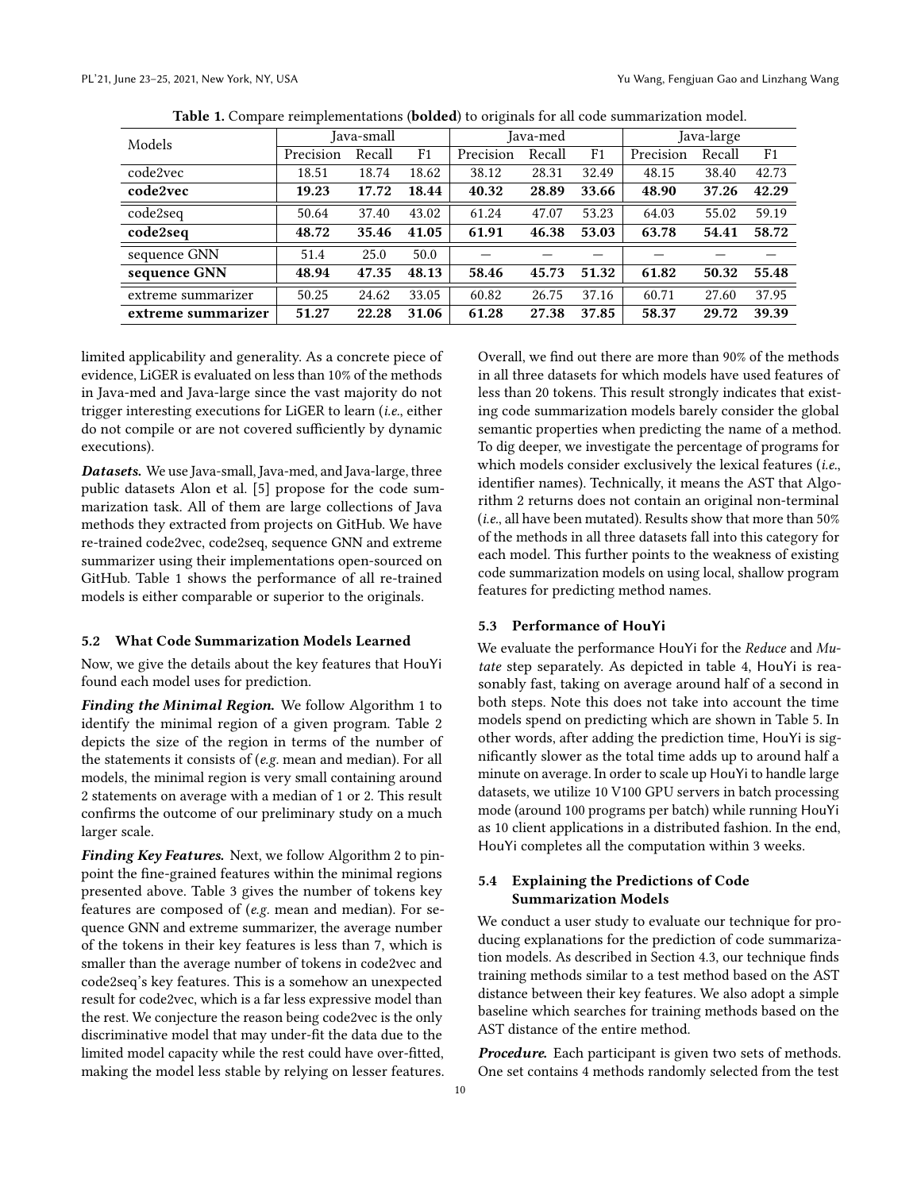**Table 1.** Compare reimplementations (**bolded**) to originals for all code summarization model.

| Models | Java-small | | | Java-med | | | Java-large | | |
|---|---|---|---|---|---|---|---|---|---|
| | Precision | Recall | F1 | Precision | Recall | F1 | Precision | Recall | F1 |
| code2vec | 18.51 | 18.74 | 18.62 | 38.12 | 28.31 | 32.49 | 48.15 | 38.40 | 42.73 |
| **code2vec** | **19.23** | **17.72** | **18.44** | **40.32** | **28.89** | **33.66** | **48.90** | **37.26** | **42.29** |
| code2seq | 50.64 | 37.40 | 43.02 | 61.24 | 47.07 | 53.23 | 64.03 | 55.02 | 59.19 |
| **code2seq** | **48.72** | **35.46** | **41.05** | **61.91** | **46.38** | **53.03** | **63.78** | **54.41** | **58.72** |
| sequence GNN | 51.4 | 25.0 | 50.0 | — | — | — | — | — | — |
| **sequence GNN** | **48.94** | **47.35** | **48.13** | **58.46** | **45.73** | **51.32** | **61.82** | **50.32** | **55.48** |
| extreme summarizer | 50.25 | 24.62 | 33.05 | 60.82 | 26.75 | 37.16 | 60.71 | 27.60 | 37.95 |
| **extreme summarizer** | **51.27** | **22.28** | **31.06** | **61.28** | **27.38** | **37.85** | **58.37** | **29.72** | **39.39** |

limited applicability and generality. As a concrete piece of evidence, LiGER is evaluated on less than 10% of the methods in Java-med and Java-large since the vast majority do not trigger interesting executions for LiGER to learn (*i.e.*, either do not compile or are not covered sufficiently by dynamic executions).

***Datasets.*** We use Java-small, Java-med, and Java-large, three public datasets Alon et al. [5] propose for the code summarization task. All of them are large collections of Java methods they extracted from projects on GitHub. We have re-trained code2vec, code2seq, sequence GNN and extreme summarizer using their implementations open-sourced on GitHub. Table 1 shows the performance of all re-trained models is either comparable or superior to the originals.

### 5.2 What Code Summarization Models Learned

Now, we give the details about the key features that HouYi found each model uses for prediction.

***Finding the Minimal Region.*** We follow Algorithm 1 to identify the minimal region of a given program. Table 2 depicts the size of the region in terms of the number of the statements it consists of (*e.g.* mean and median). For all models, the minimal region is very small containing around 2 statements on average with a median of 1 or 2. This result confirms the outcome of our preliminary study on a much larger scale.

***Finding Key Features.*** Next, we follow Algorithm 2 to pinpoint the fine-grained features within the minimal regions presented above. Table 3 gives the number of tokens key features are composed of (*e.g.* mean and median). For sequence GNN and extreme summarizer, the average number of the tokens in their key features is less than 7, which is smaller than the average number of tokens in code2vec and code2seq's key features. This is a somehow an unexpected result for code2vec, which is a far less expressive model than the rest. We conjecture the reason being code2vec is the only discriminative model that may under-fit the data due to the limited model capacity while the rest could have over-fitted, making the model less stable by relying on lesser features. Overall, we find out there are more than 90% of the methods in all three datasets for which models have used features of less than 20 tokens. This result strongly indicates that existing code summarization models barely consider the global semantic properties when predicting the name of a method. To dig deeper, we investigate the percentage of programs for which models consider exclusively the lexical features (*i.e.*, identifier names). Technically, it means the AST that Algorithm 2 returns does not contain an original non-terminal (*i.e.*, all have been mutated). Results show that more than 50% of the methods in all three datasets fall into this category for each model. This further points to the weakness of existing code summarization models on using local, shallow program features for predicting method names.

### 5.3 Performance of HouYi

We evaluate the performance HouYi for the *Reduce* and *Mutate* step separately. As depicted in table 4, HouYi is reasonably fast, taking on average around half of a second in both steps. Note this does not take into account the time models spend on predicting which are shown in Table 5. In other words, after adding the prediction time, HouYi is significantly slower as the total time adds up to around half a minute on average. In order to scale up HouYi to handle large datasets, we utilize 10 V100 GPU servers in batch processing mode (around 100 programs per batch) while running HouYi as 10 client applications in a distributed fashion. In the end, HouYi completes all the computation within 3 weeks.

### 5.4 Explaining the Predictions of Code Summarization Models

We conduct a user study to evaluate our technique for producing explanations for the prediction of code summarization models. As described in Section 4.3, our technique finds training methods similar to a test method based on the AST distance between their key features. We also adopt a simple baseline which searches for training methods based on the AST distance of the entire method.

***Procedure.*** Each participant is given two sets of methods. One set contains 4 methods randomly selected from the test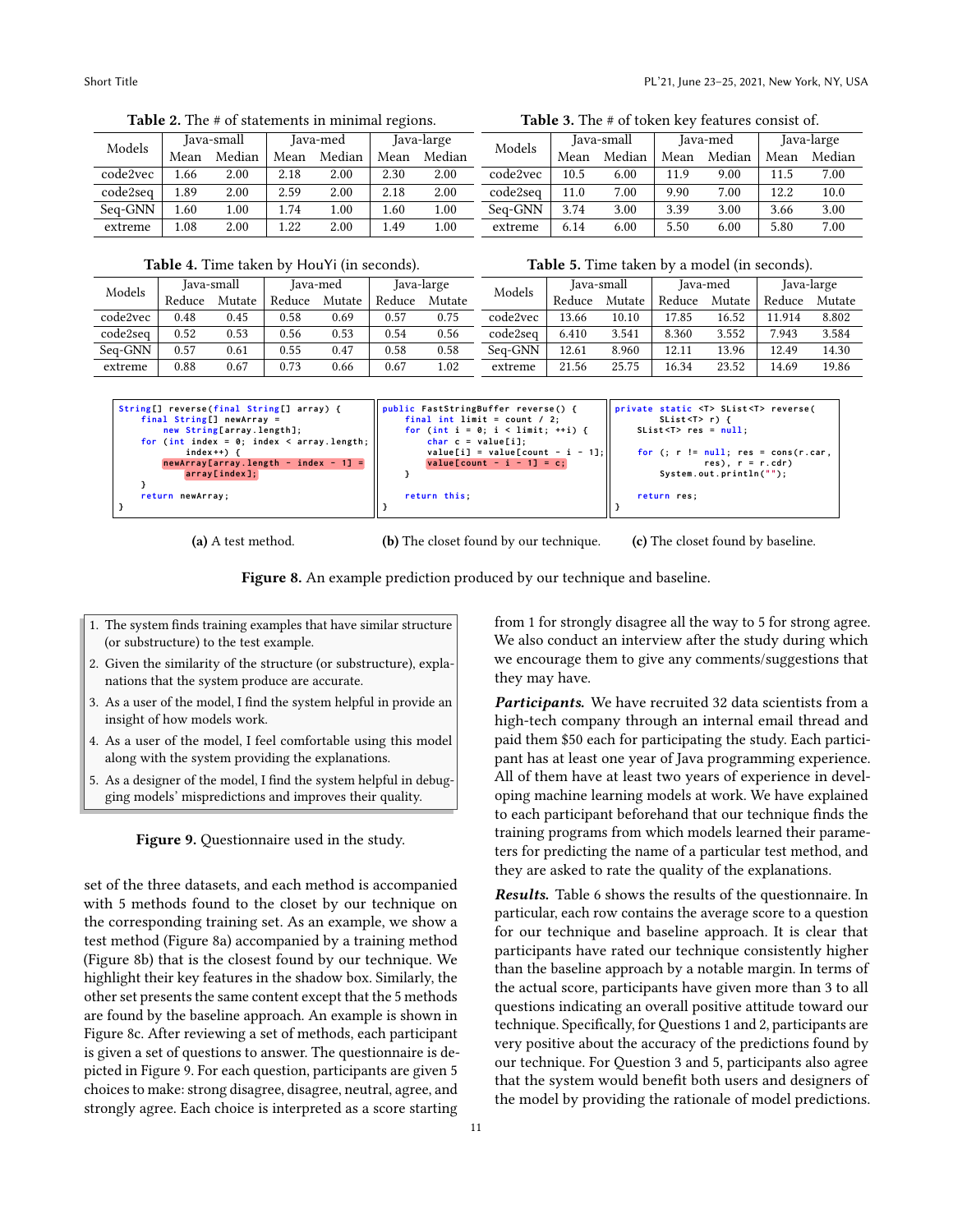**Table 2.** The # of statements in minimal regions.

| Models | Java-small | | Java-med | | Java-large | |
|---|---|---|---|---|---|---|
| | Mean | Median | Mean | Median | Mean | Median |
| code2vec | 1.66 | 2.00 | 2.18 | 2.00 | 2.30 | 2.00 |
| code2seq | 1.89 | 2.00 | 2.59 | 2.00 | 2.18 | 2.00 |
| Seq-GNN | 1.60 | 1.00 | 1.74 | 1.00 | 1.60 | 1.00 |
| extreme | 1.08 | 2.00 | 1.22 | 2.00 | 1.49 | 1.00 |

**Table 3.** The # of token key features consist of.

| Models | Java-small | | Java-med | | Java-large | |
|---|---|---|---|---|---|---|
| | Mean | Median | Mean | Median | Mean | Median |
| code2vec | 10.5 | 6.00 | 11.9 | 9.00 | 11.5 | 7.00 |
| code2seq | 11.0 | 7.00 | 9.90 | 7.00 | 12.2 | 10.0 |
| Seq-GNN | 3.74 | 3.00 | 3.39 | 3.00 | 3.66 | 3.00 |
| extreme | 6.14 | 6.00 | 5.50 | 6.00 | 5.80 | 7.00 |

**Table 4.** Time taken by HouYi (in seconds).

| Models | Java-small | | Java-med | | Java-large | |
|---|---|---|---|---|---|---|
| | Reduce | Mutate | Reduce | Mutate | Reduce | Mutate |
| code2vec | 0.48 | 0.45 | 0.58 | 0.69 | 0.57 | 0.75 |
| code2seq | 0.52 | 0.53 | 0.56 | 0.53 | 0.54 | 0.56 |
| Seq-GNN | 0.57 | 0.61 | 0.55 | 0.47 | 0.58 | 0.58 |
| extreme | 0.88 | 0.67 | 0.73 | 0.66 | 0.67 | 1.02 |

**Table 5.** Time taken by a model (in seconds).

| Models | Java-small | | Java-med | | Java-large | |
|---|---|---|---|---|---|---|
| | Reduce | Mutate | Reduce | Mutate | Reduce | Mutate |
| code2vec | 13.66 | 10.10 | 17.85 | 16.52 | 11.914 | 8.802 |
| code2seq | 6.410 | 3.541 | 8.360 | 3.552 | 7.943 | 3.584 |
| Seq-GNN | 12.61 | 8.960 | 12.11 | 13.96 | 12.49 | 14.30 |
| extreme | 21.56 | 25.75 | 16.34 | 23.52 | 14.69 | 19.86 |

```
String[] reverse(final String[] array) {
    final String[] newArray =
        new String[array.length];
    for (int index = 0; index < array.length;
            index++) {
        newArray[array.length - index - 1] =
            array[index];
    }
    return newArray;
}
```

(a) A test method.

```
public FastStringBuffer reverse() {
    final int limit = count / 2;
    for (int i = 0; i < limit; ++i) {
        char c = value[i];
        value[i] = value[count - i - 1];
        value[count - i - 1] = c;
    }

    return this;
}
```

(b) The closet found by our technique.

```
private static <T> SList<T> reverse(
        SList<T> r) {
    SList<T> res = null;

    for (; r != null; res = cons(r.car,
            res), r = r.cdr)
        System.out.println("");

    return res;
}
```

(c) The closet found by baseline.

**Figure 8.** An example prediction produced by our technique and baseline.

1. The system finds training examples that have similar structure (or substructure) to the test example.
2. Given the similarity of the structure (or substructure), explanations that the system produce are accurate.
3. As a user of the model, I find the system helpful in provide an insight of how models work.
4. As a user of the model, I feel comfortable using this model along with the system providing the explanations.
5. As a designer of the model, I find the system helpful in debugging models' mispredictions and improves their quality.

**Figure 9.** Questionnaire used in the study.

set of the three datasets, and each method is accompanied with 5 methods found to the closet by our technique on the corresponding training set. As an example, we show a test method (Figure 8a) accompanied by a training method (Figure 8b) that is the closest found by our technique. We highlight their key features in the shadow box. Similarly, the other set presents the same content except that the 5 methods are found by the baseline approach. An example is shown in Figure 8c. After reviewing a set of methods, each participant is given a set of questions to answer. The questionnaire is depicted in Figure 9. For each question, participants are given 5 choices to make: strong disagree, disagree, neutral, agree, and strongly agree. Each choice is interpreted as a score starting from 1 for strongly disagree all the way to 5 for strong agree. We also conduct an interview after the study during which we encourage them to give any comments/suggestions that they may have.

***Participants.*** We have recruited 32 data scientists from a high-tech company through an internal email thread and paid them $50 each for participating the study. Each participant has at least one year of Java programming experience. All of them have at least two years of experience in developing machine learning models at work. We have explained to each participant beforehand that our technique finds the training programs from which models learned their parameters for predicting the name of a particular test method, and they are asked to rate the quality of the explanations.

***Results.*** Table 6 shows the results of the questionnaire. In particular, each row contains the average score to a question for our technique and baseline approach. It is clear that participants have rated our technique consistently higher than the baseline approach by a notable margin. In terms of the actual score, participants have given more than 3 to all questions indicating an overall positive attitude toward our technique. Specifically, for Questions 1 and 2, participants are very positive about the accuracy of the predictions found by our technique. For Question 3 and 5, participants also agree that the system would benefit both users and designers of the model by providing the rationale of model predictions.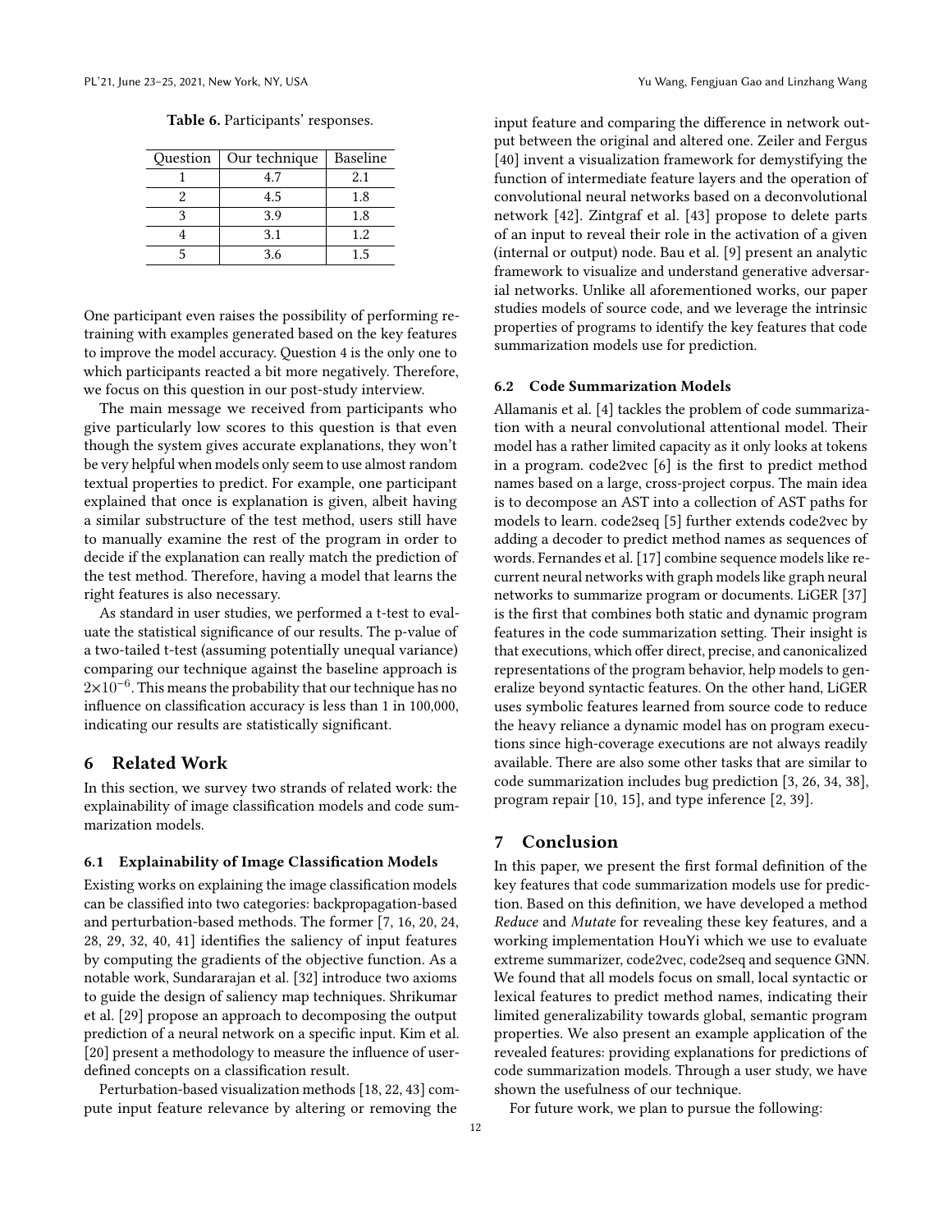**Table 6.** Participants' responses.

| Question | Our technique | Baseline |
|---|---|---|
| 1 | 4.7 | 2.1 |
| 2 | 4.5 | 1.8 |
| 3 | 3.9 | 1.8 |
| 4 | 3.1 | 1.2 |
| 5 | 3.6 | 1.5 |

One participant even raises the possibility of performing retraining with examples generated based on the key features to improve the model accuracy. Question 4 is the only one to which participants reacted a bit more negatively. Therefore, we focus on this question in our post-study interview.

The main message we received from participants who give particularly low scores to this question is that even though the system gives accurate explanations, they won't be very helpful when models only seem to use almost random textual properties to predict. For example, one participant explained that once is explanation is given, albeit having a similar substructure of the test method, users still have to manually examine the rest of the program in order to decide if the explanation can really match the prediction of the test method. Therefore, having a model that learns the right features is also necessary.

As standard in user studies, we performed a t-test to evaluate the statistical significance of our results. The p-value of a two-tailed t-test (assuming potentially unequal variance) comparing our technique against the baseline approach is $2 \times 10^{-6}$. This means the probability that our technique has no influence on classification accuracy is less than 1 in 100,000, indicating our results are statistically significant.

## 6 Related Work

In this section, we survey two strands of related work: the explainability of image classification models and code summarization models.

### 6.1 Explainability of Image Classification Models

Existing works on explaining the image classification models can be classified into two categories: backpropagation-based and perturbation-based methods. The former [7, 16, 20, 24, 28, 29, 32, 40, 41] identifies the saliency of input features by computing the gradients of the objective function. As a notable work, Sundararajan et al. [32] introduce two axioms to guide the design of saliency map techniques. Shrikumar et al. [29] propose an approach to decomposing the output prediction of a neural network on a specific input. Kim et al. [20] present a methodology to measure the influence of user-defined concepts on a classification result.

Perturbation-based visualization methods [18, 22, 43] compute input feature relevance by altering or removing the input feature and comparing the difference in network output between the original and altered one. Zeiler and Fergus [40] invent a visualization framework for demystifying the function of intermediate feature layers and the operation of convolutional neural networks based on a deconvolutional network [42]. Zintgraf et al. [43] propose to delete parts of an input to reveal their role in the activation of a given (internal or output) node. Bau et al. [9] present an analytic framework to visualize and understand generative adversarial networks. Unlike all aforementioned works, our paper studies models of source code, and we leverage the intrinsic properties of programs to identify the key features that code summarization models use for prediction.

### 6.2 Code Summarization Models

Allamanis et al. [4] tackles the problem of code summarization with a neural convolutional attentional model. Their model has a rather limited capacity as it only looks at tokens in a program. code2vec [6] is the first to predict method names based on a large, cross-project corpus. The main idea is to decompose an AST into a collection of AST paths for models to learn. code2seq [5] further extends code2vec by adding a decoder to predict method names as sequences of words. Fernandes et al. [17] combine sequence models like recurrent neural networks with graph models like graph neural networks to summarize program or documents. LiGER [37] is the first that combines both static and dynamic program features in the code summarization setting. Their insight is that executions, which offer direct, precise, and canonicalized representations of the program behavior, help models to generalize beyond syntactic features. On the other hand, LiGER uses symbolic features learned from source code to reduce the heavy reliance a dynamic model has on program executions since high-coverage executions are not always readily available. There are also some other tasks that are similar to code summarization includes bug prediction [3, 26, 34, 38], program repair [10, 15], and type inference [2, 39].

## 7 Conclusion

In this paper, we present the first formal definition of the key features that code summarization models use for prediction. Based on this definition, we have developed a method *Reduce* and *Mutate* for revealing these key features, and a working implementation HouYi which we use to evaluate extreme summarizer, code2vec, code2seq and sequence GNN. We found that all models focus on small, local syntactic or lexical features to predict method names, indicating their limited generalizability towards global, semantic program properties. We also present an example application of the revealed features: providing explanations for predictions of code summarization models. Through a user study, we have shown the usefulness of our technique.

For future work, we plan to pursue the following: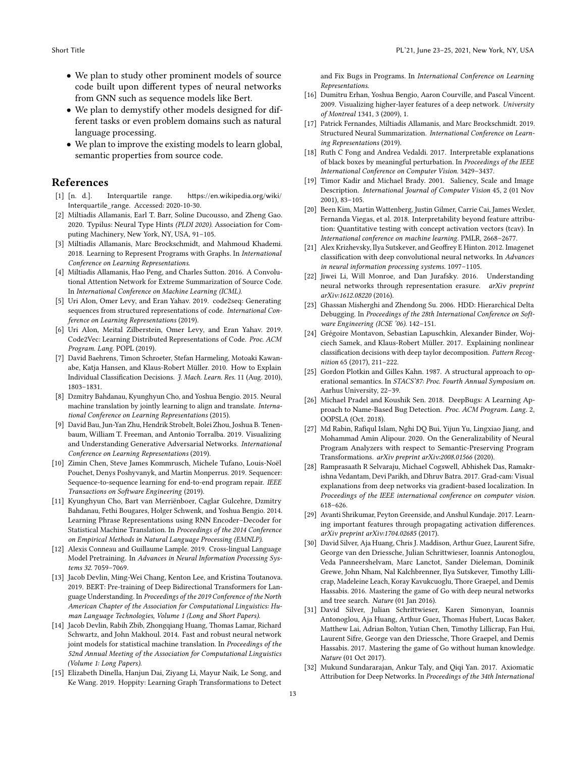- We plan to study other prominent models of source code built upon different types of neural networks from GNN such as sequence models like Bert.
- We plan to demystify other models designed for different tasks or even problem domains such as natural language processing.
- We plan to improve the existing models to learn global, semantic properties from source code.

## References

[1] [n. d.]. Interquartile range. https://en.wikipedia.org/wiki/Interquartile_range. Accessed: 2020-10-30.

[2] Miltiadis Allamanis, Earl T. Barr, Soline Ducousso, and Zheng Gao. 2020. Typilus: Neural Type Hints *(PLDI 2020)*. Association for Computing Machinery, New York, NY, USA, 91–105.

[3] Miltiadis Allamanis, Marc Brockschmidt, and Mahmoud Khademi. 2018. Learning to Represent Programs with Graphs. In *International Conference on Learning Representations*.

[4] Miltiadis Allamanis, Hao Peng, and Charles Sutton. 2016. A Convolutional Attention Network for Extreme Summarization of Source Code. In *International Conference on Machine Learning (ICML)*.

[5] Uri Alon, Omer Levy, and Eran Yahav. 2019. code2seq: Generating sequences from structured representations of code. *International Conference on Learning Representations* (2019).

[6] Uri Alon, Meital Zilberstein, Omer Levy, and Eran Yahav. 2019. Code2Vec: Learning Distributed Representations of Code. *Proc. ACM Program. Lang.* POPL (2019).

[7] David Baehrens, Timon Schroeter, Stefan Harmeling, Motoaki Kawanabe, Katja Hansen, and Klaus-Robert Müller. 2010. How to Explain Individual Classification Decisions. *J. Mach. Learn. Res.* 11 (Aug. 2010), 1803–1831.

[8] Dzmitry Bahdanau, Kyunghyun Cho, and Yoshua Bengio. 2015. Neural machine translation by jointly learning to align and translate. *International Conference on Learning Representations* (2015).

[9] David Bau, Jun-Yan Zhu, Hendrik Strobelt, Bolei Zhou, Joshua B. Tenenbaum, William T. Freeman, and Antonio Torralba. 2019. Visualizing and Understanding Generative Adversarial Networks. *International Conference on Learning Representations* (2019).

[10] Zimin Chen, Steve James Kommrusch, Michele Tufano, Louis-Noël Pouchet, Denys Poshyvanyk, and Martin Monperrus. 2019. Sequencer: Sequence-to-sequence learning for end-to-end program repair. *IEEE Transactions on Software Engineering* (2019).

[11] Kyunghyun Cho, Bart van Merriënboer, Caglar Gulcehre, Dzmitry Bahdanau, Fethi Bougares, Holger Schwenk, and Yoshua Bengio. 2014. Learning Phrase Representations using RNN Encoder–Decoder for Statistical Machine Translation. In *Proceedings of the 2014 Conference on Empirical Methods in Natural Language Processing (EMNLP)*.

[12] Alexis Conneau and Guillaume Lample. 2019. Cross-lingual Language Model Pretraining. In *Advances in Neural Information Processing Systems 32*. 7059–7069.

[13] Jacob Devlin, Ming-Wei Chang, Kenton Lee, and Kristina Toutanova. 2019. BERT: Pre-training of Deep Bidirectional Transformers for Language Understanding. In *Proceedings of the 2019 Conference of the North American Chapter of the Association for Computational Linguistics: Human Language Technologies, Volume 1 (Long and Short Papers)*.

[14] Jacob Devlin, Rabih Zbib, Zhongqiang Huang, Thomas Lamar, Richard Schwartz, and John Makhoul. 2014. Fast and robust neural network joint models for statistical machine translation. In *Proceedings of the 52nd Annual Meeting of the Association for Computational Linguistics (Volume 1: Long Papers)*.

[15] Elizabeth Dinella, Hanjun Dai, Ziyang Li, Mayur Naik, Le Song, and Ke Wang. 2019. Hoppity: Learning Graph Transformations to Detect and Fix Bugs in Programs. In *International Conference on Learning Representations*.

[16] Dumitru Erhan, Yoshua Bengio, Aaron Courville, and Pascal Vincent. 2009. Visualizing higher-layer features of a deep network. *University of Montreal* 1341, 3 (2009), 1.

[17] Patrick Fernandes, Miltiadis Allamanis, and Marc Brockschmidt. 2019. Structured Neural Summarization. *International Conference on Learning Representations* (2019).

[18] Ruth C Fong and Andrea Vedaldi. 2017. Interpretable explanations of black boxes by meaningful perturbation. In *Proceedings of the IEEE International Conference on Computer Vision*. 3429–3437.

[19] Timor Kadir and Michael Brady. 2001. Saliency, Scale and Image Description. *International Journal of Computer Vision* 45, 2 (01 Nov 2001), 83–105.

[20] Been Kim, Martin Wattenberg, Justin Gilmer, Carrie Cai, James Wexler, Fernanda Viegas, et al. 2018. Interpretability beyond feature attribution: Quantitative testing with concept activation vectors (tcav). In *International conference on machine learning*. PMLR, 2668–2677.

[21] Alex Krizhevsky, Ilya Sutskever, and Geoffrey E Hinton. 2012. Imagenet classification with deep convolutional neural networks. In *Advances in neural information processing systems*. 1097–1105.

[22] Jiwei Li, Will Monroe, and Dan Jurafsky. 2016. Understanding neural networks through representation erasure. *arXiv preprint arXiv:1612.08220* (2016).

[23] Ghassan Misherghi and Zhendong Su. 2006. HDD: Hierarchical Delta Debugging. In *Proceedings of the 28th International Conference on Software Engineering (ICSE '06)*. 142–151.

[24] Grégoire Montavon, Sebastian Lapuschkin, Alexander Binder, Wojciech Samek, and Klaus-Robert Müller. 2017. Explaining nonlinear classification decisions with deep taylor decomposition. *Pattern Recognition* 65 (2017), 211–222.

[25] Gordon Plotkin and Gilles Kahn. 1987. A structural approach to operational semantics. In *STACS'87: Proc. Fourth Annual Symposium on*. Aarhus University, 22–39.

[26] Michael Pradel and Koushik Sen. 2018. DeepBugs: A Learning Approach to Name-Based Bug Detection. *Proc. ACM Program. Lang.* 2, OOPSLA (Oct. 2018).

[27] Md Rabin, Rafiqul Islam, Nghi DQ Bui, Yijun Yu, Lingxiao Jiang, and Mohammad Amin Alipour. 2020. On the Generalizability of Neural Program Analyzers with respect to Semantic-Preserving Program Transformations. *arXiv preprint arXiv:2008.01566* (2020).

[28] Ramprasaath R Selvaraju, Michael Cogswell, Abhishek Das, Ramakrishna Vedantam, Devi Parikh, and Dhruv Batra. 2017. Grad-cam: Visual explanations from deep networks via gradient-based localization. In *Proceedings of the IEEE international conference on computer vision*. 618–626.

[29] Avanti Shrikumar, Peyton Greenside, and Anshul Kundaje. 2017. Learning important features through propagating activation differences. *arXiv preprint arXiv:1704.02685* (2017).

[30] David Silver, Aja Huang, Chris J. Maddison, Arthur Guez, Laurent Sifre, George van den Driessche, Julian Schrittwieser, Ioannis Antonoglou, Veda Panneershelvam, Marc Lanctot, Sander Dieleman, Dominik Grewe, John Nham, Nal Kalchbrenner, Ilya Sutskever, Timothy Lillicrap, Madeleine Leach, Koray Kavukcuoglu, Thore Graepel, and Demis Hassabis. 2016. Mastering the game of Go with deep neural networks and tree search. *Nature* (01 Jan 2016).

[31] David Silver, Julian Schrittwieser, Karen Simonyan, Ioannis Antonoglou, Aja Huang, Arthur Guez, Thomas Hubert, Lucas Baker, Matthew Lai, Adrian Bolton, Yutian Chen, Timothy Lillicrap, Fan Hui, Laurent Sifre, George van den Driessche, Thore Graepel, and Demis Hassabis. 2017. Mastering the game of Go without human knowledge. *Nature* (01 Oct 2017).

[32] Mukund Sundararajan, Ankur Taly, and Qiqi Yan. 2017. Axiomatic Attribution for Deep Networks. In *Proceedings of the 34th International*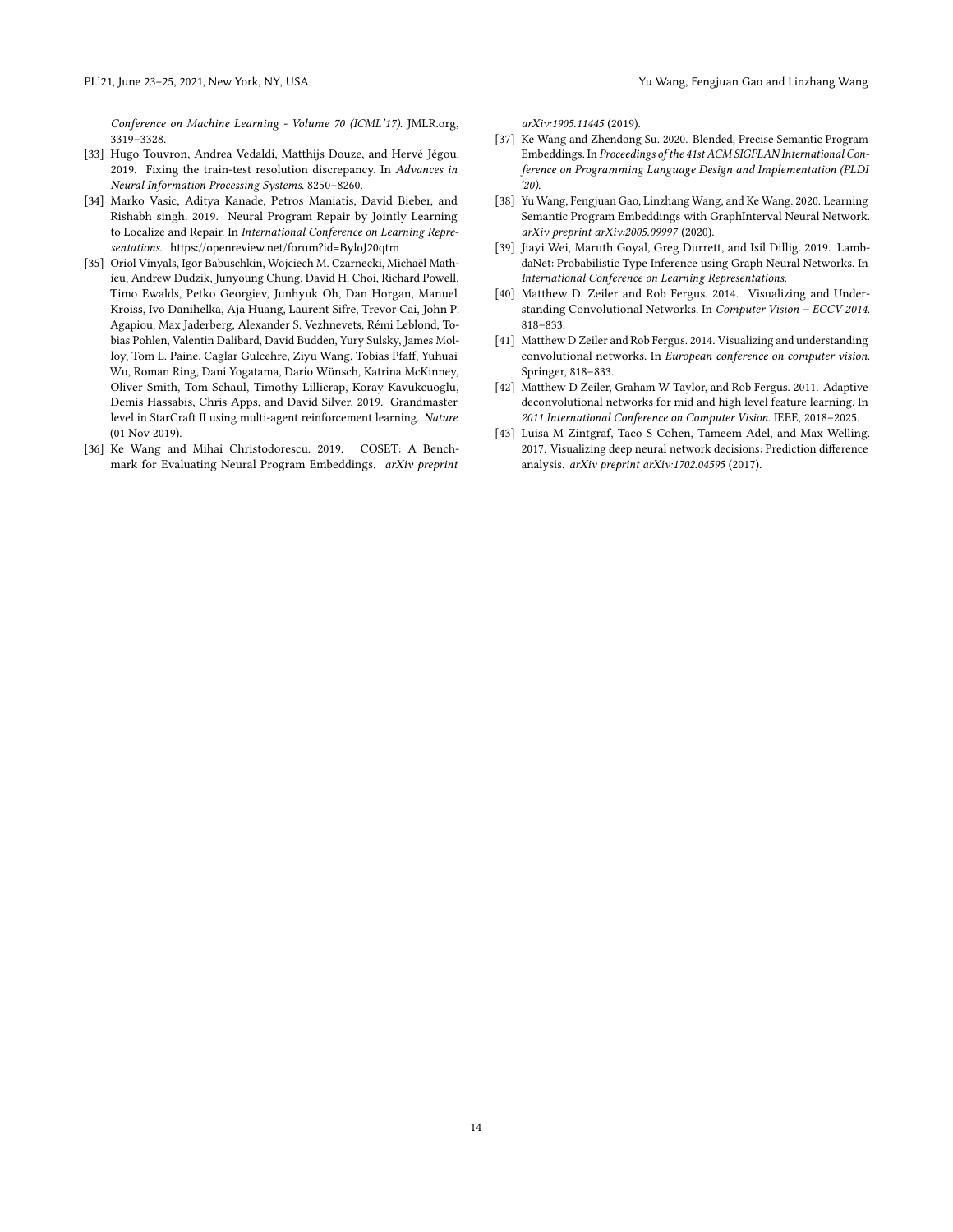*Conference on Machine Learning - Volume 70 (ICML'17)*. JMLR.org, 3319–3328.

[33] Hugo Touvron, Andrea Vedaldi, Matthijs Douze, and Hervé Jégou. 2019. Fixing the train-test resolution discrepancy. In *Advances in Neural Information Processing Systems*. 8250–8260.

[34] Marko Vasic, Aditya Kanade, Petros Maniatis, David Bieber, and Rishabh singh. 2019. Neural Program Repair by Jointly Learning to Localize and Repair. In *International Conference on Learning Representations*. https://openreview.net/forum?id=ByloJ20qtm

[35] Oriol Vinyals, Igor Babuschkin, Wojciech M. Czarnecki, Michaël Mathieu, Andrew Dudzik, Junyoung Chung, David H. Choi, Richard Powell, Timo Ewalds, Petko Georgiev, Junhyuk Oh, Dan Horgan, Manuel Kroiss, Ivo Danihelka, Aja Huang, Laurent Sifre, Trevor Cai, John P. Agapiou, Max Jaderberg, Alexander S. Vezhnevets, Rémi Leblond, Tobias Pohlen, Valentin Dalibard, David Budden, Yury Sulsky, James Molloy, Tom L. Paine, Caglar Gulcehre, Ziyu Wang, Tobias Pfaff, Yuhuai Wu, Roman Ring, Dani Yogatama, Dario Wünsch, Katrina McKinney, Oliver Smith, Tom Schaul, Timothy Lillicrap, Koray Kavukcuoglu, Demis Hassabis, Chris Apps, and David Silver. 2019. Grandmaster level in StarCraft II using multi-agent reinforcement learning. *Nature* (01 Nov 2019).

[36] Ke Wang and Mihai Christodorescu. 2019. COSET: A Benchmark for Evaluating Neural Program Embeddings. *arXiv preprint arXiv:1905.11445* (2019).

[37] Ke Wang and Zhendong Su. 2020. Blended, Precise Semantic Program Embeddings. In *Proceedings of the 41st ACM SIGPLAN International Conference on Programming Language Design and Implementation (PLDI '20)*.

[38] Yu Wang, Fengjuan Gao, Linzhang Wang, and Ke Wang. 2020. Learning Semantic Program Embeddings with GraphInterval Neural Network. *arXiv preprint arXiv:2005.09997* (2020).

[39] Jiayi Wei, Maruth Goyal, Greg Durrett, and Isil Dillig. 2019. LambdaNet: Probabilistic Type Inference using Graph Neural Networks. In *International Conference on Learning Representations*.

[40] Matthew D. Zeiler and Rob Fergus. 2014. Visualizing and Understanding Convolutional Networks. In *Computer Vision – ECCV 2014*. 818–833.

[41] Matthew D Zeiler and Rob Fergus. 2014. Visualizing and understanding convolutional networks. In *European conference on computer vision*. Springer, 818–833.

[42] Matthew D Zeiler, Graham W Taylor, and Rob Fergus. 2011. Adaptive deconvolutional networks for mid and high level feature learning. In *2011 International Conference on Computer Vision*. IEEE, 2018–2025.

[43] Luisa M Zintgraf, Taco S Cohen, Tameem Adel, and Max Welling. 2017. Visualizing deep neural network decisions: Prediction difference analysis. *arXiv preprint arXiv:1702.04595* (2017).